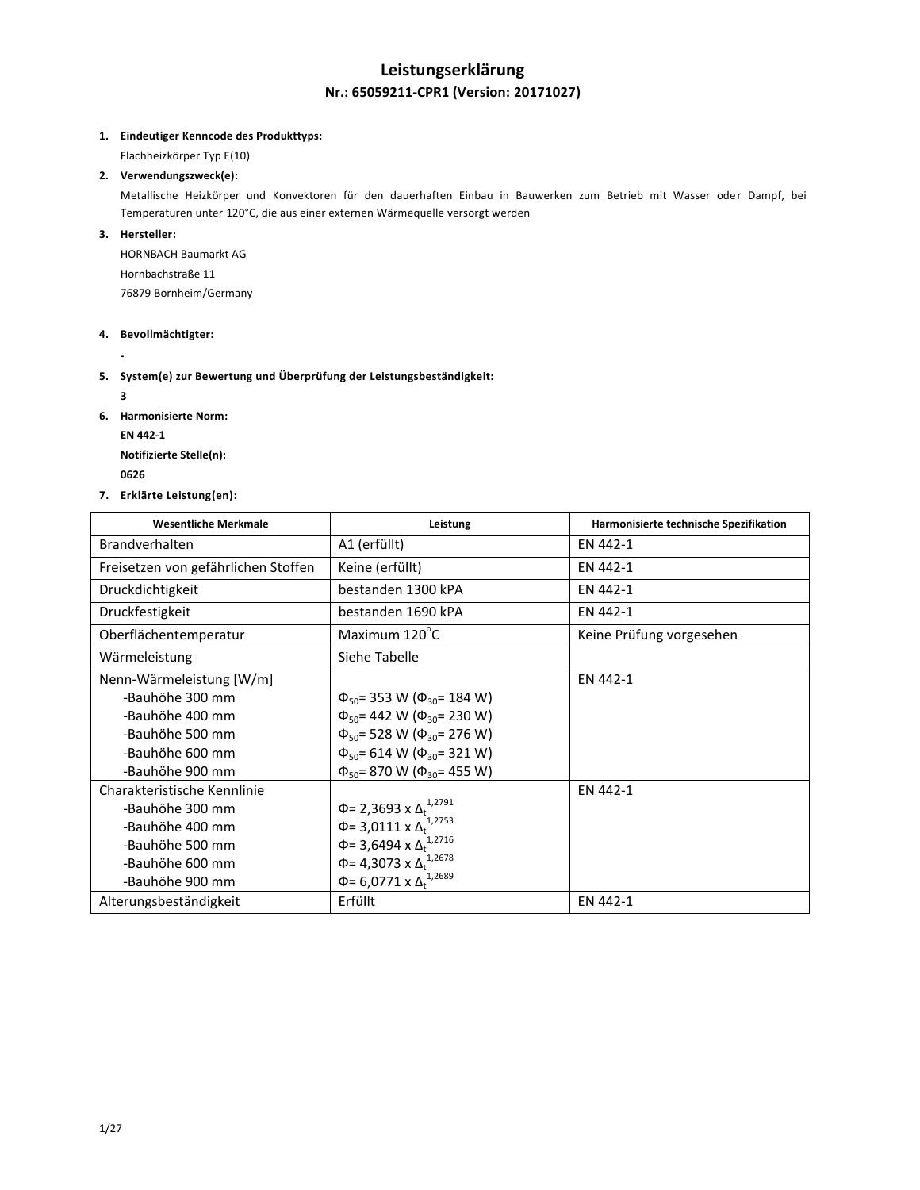# Leistungserklärung

## Nr.: 65059211-CPR1 (Version: 20171027)

1. **Eindeutiger Kenncode des Produkttyps:**

   Flachheizkörper Typ E(10)

2. **Verwendungszweck(e):**

   Metallische Heizkörper und Konvektoren für den dauerhaften Einbau in Bauwerken zum Betrieb mit Wasser oder Dampf, bei Temperaturen unter 120°C, die aus einer externen Wärmequelle versorgt werden

3. **Hersteller:**

   HORNBACH Baumarkt AG
   Hornbachstraße 11
   76879 Bornheim/Germany

4. **Bevollmächtigter:**

   -

5. **System(e) zur Bewertung und Überprüfung der Leistungsbeständigkeit:**

   **3**

6. **Harmonisierte Norm:**

   **EN 442-1**

   **Notifizierte Stelle(n):**

   **0626**

7. **Erklärte Leistung(en):**

| Wesentliche Merkmale | Leistung | Harmonisierte technische Spezifikation |
|---|---|---|
| Brandverhalten | A1 (erfüllt) | EN 442-1 |
| Freisetzen von gefährlichen Stoffen | Keine (erfüllt) | EN 442-1 |
| Druckdichtigkeit | bestanden 1300 kPA | EN 442-1 |
| Druckfestigkeit | bestanden 1690 kPA | EN 442-1 |
| Oberflächentemperatur | Maximum 120°C | Keine Prüfung vorgesehen |
| Wärmeleistung | Siehe Tabelle | |
| Nenn-Wärmeleistung [W/m]<br>-Bauhöhe 300 mm<br>-Bauhöhe 400 mm<br>-Bauhöhe 500 mm<br>-Bauhöhe 600 mm<br>-Bauhöhe 900 mm | <br>$\Phi_{50}$= 353 W ($\Phi_{30}$= 184 W)<br>$\Phi_{50}$= 442 W ($\Phi_{30}$= 230 W)<br>$\Phi_{50}$= 528 W ($\Phi_{30}$= 276 W)<br>$\Phi_{50}$= 614 W ($\Phi_{30}$= 321 W)<br>$\Phi_{50}$= 870 W ($\Phi_{30}$= 455 W) | EN 442-1 |
| Charakteristische Kennlinie<br>-Bauhöhe 300 mm<br>-Bauhöhe 400 mm<br>-Bauhöhe 500 mm<br>-Bauhöhe 600 mm<br>-Bauhöhe 900 mm | <br>$\Phi = 2{,}3693 \times \Delta_t^{1{,}2791}$<br>$\Phi = 3{,}0111 \times \Delta_t^{1{,}2753}$<br>$\Phi = 3{,}6494 \times \Delta_t^{1{,}2716}$<br>$\Phi = 4{,}3073 \times \Delta_t^{1{,}2678}$<br>$\Phi = 6{,}0771 \times \Delta_t^{1{,}2689}$ | EN 442-1 |
| Alterungsbeständigkeit | Erfüllt | EN 442-1 |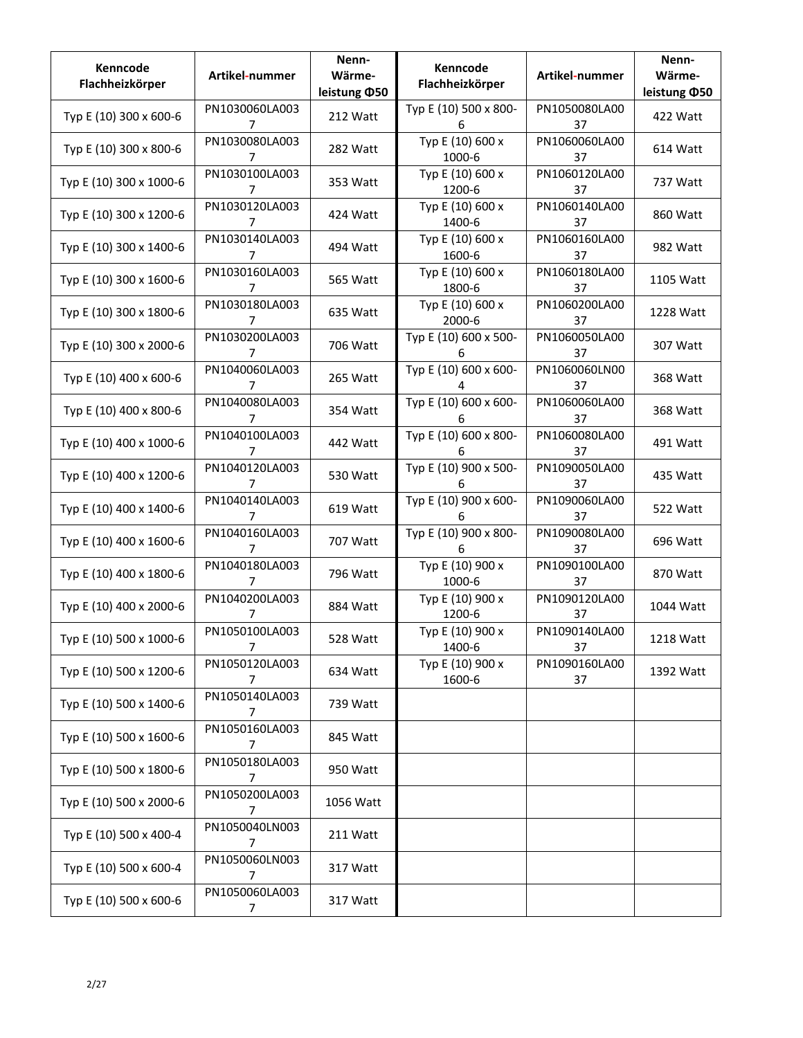| Kenncode Flachheizkörper | Artikel-nummer | Nenn-Wärme-leistung Φ50 | Kenncode Flachheizkörper | Artikel-nummer | Nenn-Wärme-leistung Φ50 |
|---|---|---|---|---|---|
| Typ E (10) 300 x 600-6 | PN1030060LA0037 | 212 Watt | Typ E (10) 500 x 800-6 | PN1050080LA0037 | 422 Watt |
| Typ E (10) 300 x 800-6 | PN1030080LA0037 | 282 Watt | Typ E (10) 600 x 1000-6 | PN1060060LA0037 | 614 Watt |
| Typ E (10) 300 x 1000-6 | PN1030100LA0037 | 353 Watt | Typ E (10) 600 x 1200-6 | PN1060120LA0037 | 737 Watt |
| Typ E (10) 300 x 1200-6 | PN1030120LA0037 | 424 Watt | Typ E (10) 600 x 1400-6 | PN1060140LA0037 | 860 Watt |
| Typ E (10) 300 x 1400-6 | PN1030140LA0037 | 494 Watt | Typ E (10) 600 x 1600-6 | PN1060160LA0037 | 982 Watt |
| Typ E (10) 300 x 1600-6 | PN1030160LA0037 | 565 Watt | Typ E (10) 600 x 1800-6 | PN1060180LA0037 | 1105 Watt |
| Typ E (10) 300 x 1800-6 | PN1030180LA0037 | 635 Watt | Typ E (10) 600 x 2000-6 | PN1060200LA0037 | 1228 Watt |
| Typ E (10) 300 x 2000-6 | PN1030200LA0037 | 706 Watt | Typ E (10) 600 x 500-6 | PN1060050LA0037 | 307 Watt |
| Typ E (10) 400 x 600-6 | PN1040060LA0037 | 265 Watt | Typ E (10) 600 x 600-4 | PN1060060LN0037 | 368 Watt |
| Typ E (10) 400 x 800-6 | PN1040080LA0037 | 354 Watt | Typ E (10) 600 x 600-6 | PN1060060LA0037 | 368 Watt |
| Typ E (10) 400 x 1000-6 | PN1040100LA0037 | 442 Watt | Typ E (10) 600 x 800-6 | PN1060080LA0037 | 491 Watt |
| Typ E (10) 400 x 1200-6 | PN1040120LA0037 | 530 Watt | Typ E (10) 900 x 500-6 | PN1090050LA0037 | 435 Watt |
| Typ E (10) 400 x 1400-6 | PN1040140LA0037 | 619 Watt | Typ E (10) 900 x 600-6 | PN1090060LA0037 | 522 Watt |
| Typ E (10) 400 x 1600-6 | PN1040160LA0037 | 707 Watt | Typ E (10) 900 x 800-6 | PN1090080LA0037 | 696 Watt |
| Typ E (10) 400 x 1800-6 | PN1040180LA0037 | 796 Watt | Typ E (10) 900 x 1000-6 | PN1090100LA0037 | 870 Watt |
| Typ E (10) 400 x 2000-6 | PN1040200LA0037 | 884 Watt | Typ E (10) 900 x 1200-6 | PN1090120LA0037 | 1044 Watt |
| Typ E (10) 500 x 1000-6 | PN1050100LA0037 | 528 Watt | Typ E (10) 900 x 1400-6 | PN1090140LA0037 | 1218 Watt |
| Typ E (10) 500 x 1200-6 | PN1050120LA0037 | 634 Watt | Typ E (10) 900 x 1600-6 | PN1090160LA0037 | 1392 Watt |
| Typ E (10) 500 x 1400-6 | PN1050140LA0037 | 739 Watt | | | |
| Typ E (10) 500 x 1600-6 | PN1050160LA0037 | 845 Watt | | | |
| Typ E (10) 500 x 1800-6 | PN1050180LA0037 | 950 Watt | | | |
| Typ E (10) 500 x 2000-6 | PN1050200LA0037 | 1056 Watt | | | |
| Typ E (10) 500 x 400-4 | PN1050040LN0037 | 211 Watt | | | |
| Typ E (10) 500 x 600-4 | PN1050060LN0037 | 317 Watt | | | |
| Typ E (10) 500 x 600-6 | PN1050060LA0037 | 317 Watt | | | |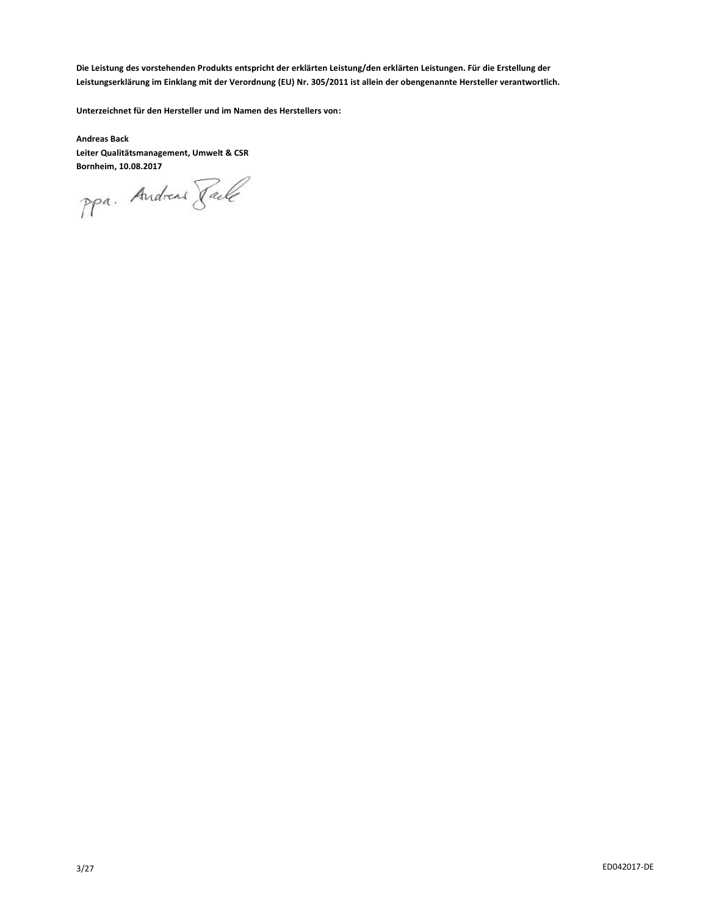**Die Leistung des vorstehenden Produkts entspricht der erklärten Leistung/den erklärten Leistungen. Für die Erstellung der Leistungserklärung im Einklang mit der Verordnung (EU) Nr. 305/2011 ist allein der obengenannte Hersteller verantwortlich.**

**Unterzeichnet für den Hersteller und im Namen des Herstellers von:**

**Andreas Back**
**Leiter Qualitätsmanagement, Umwelt & CSR**
**Bornheim, 10.08.2017**

ppa. Andreas Back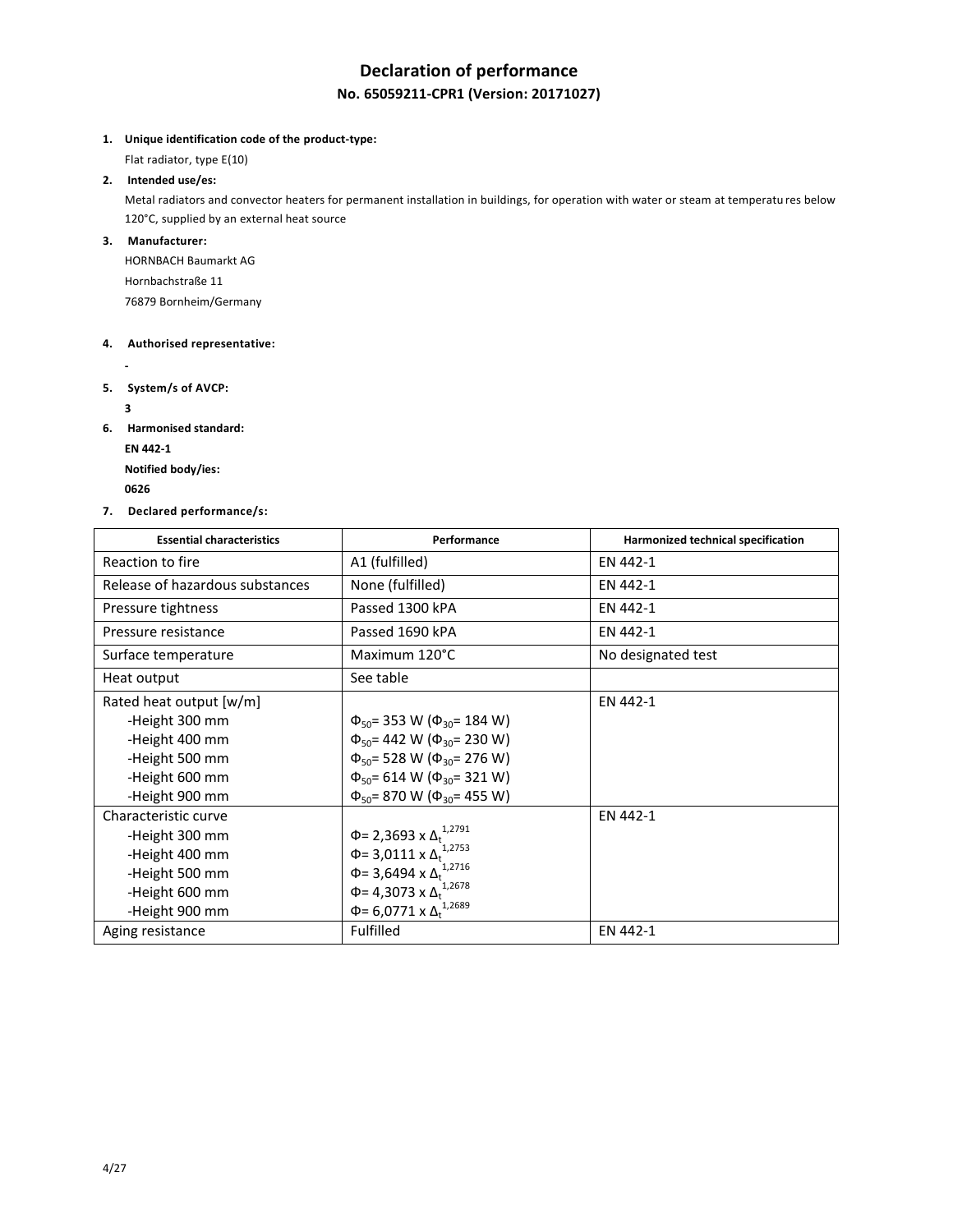# Declaration of performance

## No. 65059211-CPR1 (Version: 20171027)

1. **Unique identification code of the product-type:**

   Flat radiator, type E(10)

2. **Intended use/es:**

   Metal radiators and convector heaters for permanent installation in buildings, for operation with water or steam at temperatures below 120°C, supplied by an external heat source

3. **Manufacturer:**

   HORNBACH Baumarkt AG
   Hornbachstraße 11
   76879 Bornheim/Germany

4. **Authorised representative:**

   -

5. **System/s of AVCP:**

   **3**

6. **Harmonised standard:**

   **EN 442-1**

   **Notified body/ies:**

   **0626**

7. **Declared performance/s:**

| Essential characteristics | Performance | Harmonized technical specification |
|---|---|---|
| Reaction to fire | A1 (fulfilled) | EN 442-1 |
| Release of hazardous substances | None (fulfilled) | EN 442-1 |
| Pressure tightness | Passed 1300 kPA | EN 442-1 |
| Pressure resistance | Passed 1690 kPA | EN 442-1 |
| Surface temperature | Maximum 120°C | No designated test |
| Heat output | See table | |
| Rated heat output [w/m]<br>-Height 300 mm<br>-Height 400 mm<br>-Height 500 mm<br>-Height 600 mm<br>-Height 900 mm | <br>$\Phi_{50}$= 353 W ($\Phi_{30}$= 184 W)<br>$\Phi_{50}$= 442 W ($\Phi_{30}$= 230 W)<br>$\Phi_{50}$= 528 W ($\Phi_{30}$= 276 W)<br>$\Phi_{50}$= 614 W ($\Phi_{30}$= 321 W)<br>$\Phi_{50}$= 870 W ($\Phi_{30}$= 455 W) | EN 442-1 |
| Characteristic curve<br>-Height 300 mm<br>-Height 400 mm<br>-Height 500 mm<br>-Height 600 mm<br>-Height 900 mm | <br>$\Phi$= 2,3693 x $\Delta_t^{1,2791}$<br>$\Phi$= 3,0111 x $\Delta_t^{1,2753}$<br>$\Phi$= 3,6494 x $\Delta_t^{1,2716}$<br>$\Phi$= 4,3073 x $\Delta_t^{1,2678}$<br>$\Phi$= 6,0771 x $\Delta_t^{1,2689}$ | EN 442-1 |
| Aging resistance | Fulfilled | EN 442-1 |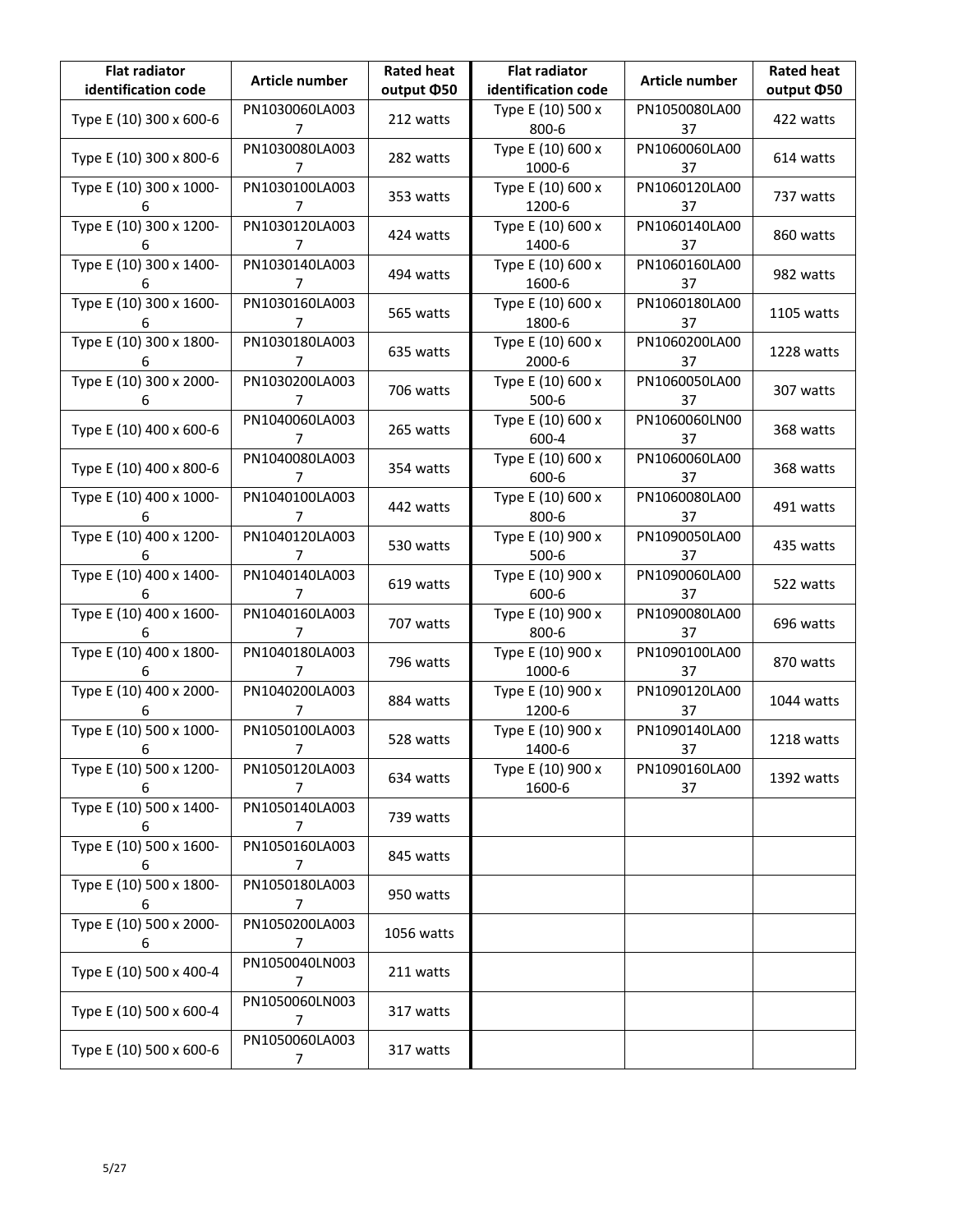| Flat radiator identification code | Article number | Rated heat output Φ50 | Flat radiator identification code | Article number | Rated heat output Φ50 |
|---|---|---|---|---|---|
| Type E (10) 300 x 600-6 | PN1030060LA0037 | 212 watts | Type E (10) 500 x 800-6 | PN1050080LA0037 | 422 watts |
| Type E (10) 300 x 800-6 | PN1030080LA0037 | 282 watts | Type E (10) 600 x 1000-6 | PN1060060LA0037 | 614 watts |
| Type E (10) 300 x 1000-6 | PN1030100LA0037 | 353 watts | Type E (10) 600 x 1200-6 | PN1060120LA0037 | 737 watts |
| Type E (10) 300 x 1200-6 | PN1030120LA0037 | 424 watts | Type E (10) 600 x 1400-6 | PN1060140LA0037 | 860 watts |
| Type E (10) 300 x 1400-6 | PN1030140LA0037 | 494 watts | Type E (10) 600 x 1600-6 | PN1060160LA0037 | 982 watts |
| Type E (10) 300 x 1600-6 | PN1030160LA0037 | 565 watts | Type E (10) 600 x 1800-6 | PN1060180LA0037 | 1105 watts |
| Type E (10) 300 x 1800-6 | PN1030180LA0037 | 635 watts | Type E (10) 600 x 2000-6 | PN1060200LA0037 | 1228 watts |
| Type E (10) 300 x 2000-6 | PN1030200LA0037 | 706 watts | Type E (10) 600 x 500-6 | PN1060050LA0037 | 307 watts |
| Type E (10) 400 x 600-6 | PN1040060LA0037 | 265 watts | Type E (10) 600 x 600-4 | PN1060060LN0037 | 368 watts |
| Type E (10) 400 x 800-6 | PN1040080LA0037 | 354 watts | Type E (10) 600 x 600-6 | PN1060060LA0037 | 368 watts |
| Type E (10) 400 x 1000-6 | PN1040100LA0037 | 442 watts | Type E (10) 600 x 800-6 | PN1060080LA0037 | 491 watts |
| Type E (10) 400 x 1200-6 | PN1040120LA0037 | 530 watts | Type E (10) 900 x 500-6 | PN1090050LA0037 | 435 watts |
| Type E (10) 400 x 1400-6 | PN1040140LA0037 | 619 watts | Type E (10) 900 x 600-6 | PN1090060LA0037 | 522 watts |
| Type E (10) 400 x 1600-6 | PN1040160LA0037 | 707 watts | Type E (10) 900 x 800-6 | PN1090080LA0037 | 696 watts |
| Type E (10) 400 x 1800-6 | PN1040180LA0037 | 796 watts | Type E (10) 900 x 1000-6 | PN1090100LA0037 | 870 watts |
| Type E (10) 400 x 2000-6 | PN1040200LA0037 | 884 watts | Type E (10) 900 x 1200-6 | PN1090120LA0037 | 1044 watts |
| Type E (10) 500 x 1000-6 | PN1050100LA0037 | 528 watts | Type E (10) 900 x 1400-6 | PN1090140LA0037 | 1218 watts |
| Type E (10) 500 x 1200-6 | PN1050120LA0037 | 634 watts | Type E (10) 900 x 1600-6 | PN1090160LA0037 | 1392 watts |
| Type E (10) 500 x 1400-6 | PN1050140LA0037 | 739 watts | | | |
| Type E (10) 500 x 1600-6 | PN1050160LA0037 | 845 watts | | | |
| Type E (10) 500 x 1800-6 | PN1050180LA0037 | 950 watts | | | |
| Type E (10) 500 x 2000-6 | PN1050200LA0037 | 1056 watts | | | |
| Type E (10) 500 x 400-4 | PN1050040LN0037 | 211 watts | | | |
| Type E (10) 500 x 600-4 | PN1050060LN0037 | 317 watts | | | |
| Type E (10) 500 x 600-6 | PN1050060LA0037 | 317 watts | | | |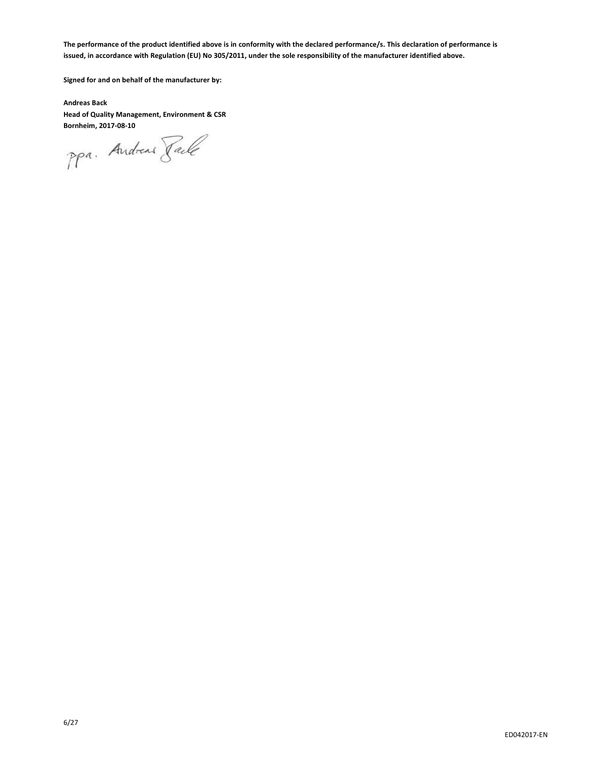**The performance of the product identified above is in conformity with the declared performance/s. This declaration of performance is issued, in accordance with Regulation (EU) No 305/2011, under the sole responsibility of the manufacturer identified above.**

**Signed for and on behalf of the manufacturer by:**

**Andreas Back**
**Head of Quality Management, Environment & CSR**
**Bornheim, 2017-08-10**

ppa. Andreas Back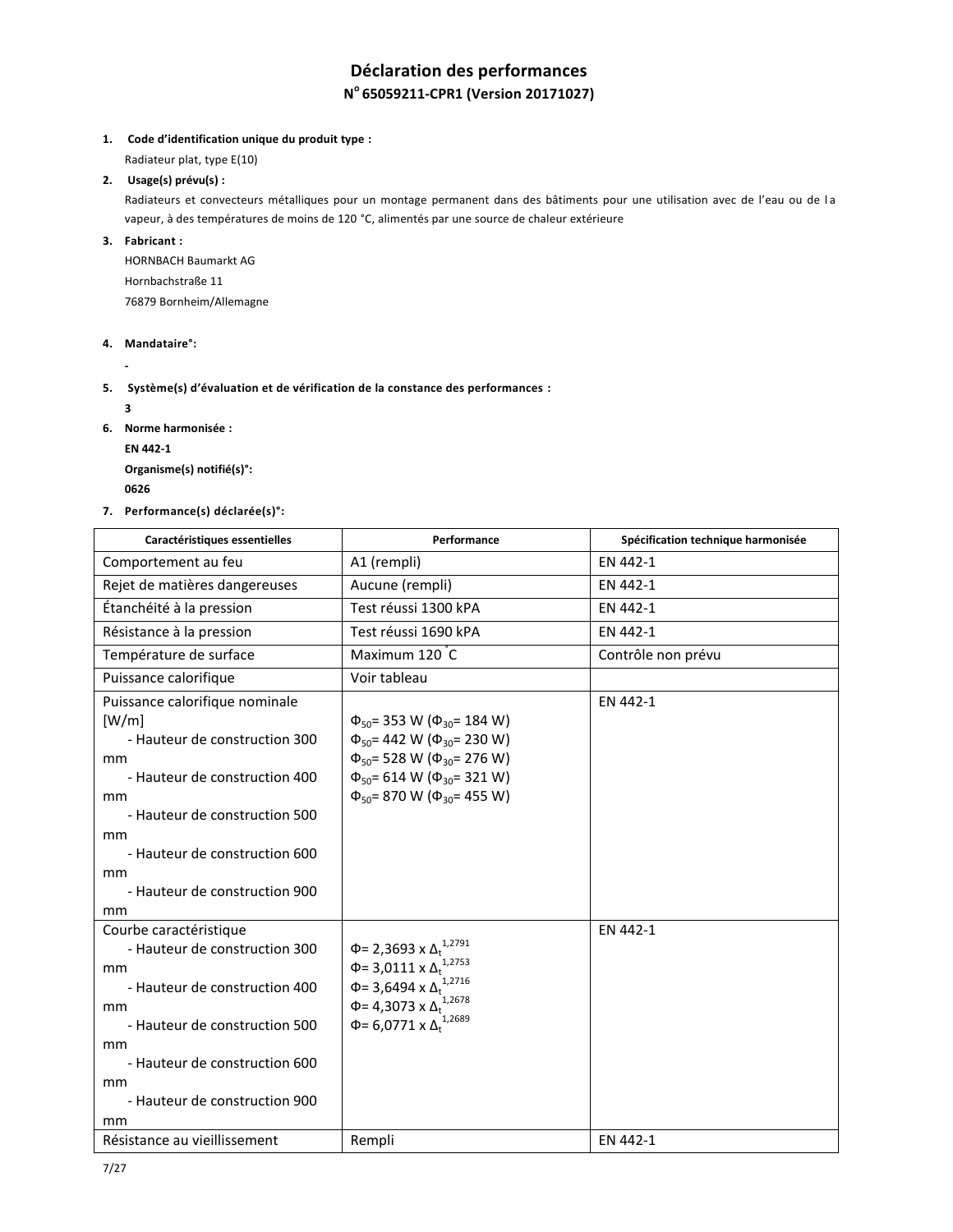# Déclaration des performances

**N° 65059211-CPR1 (Version 20171027)**

1. **Code d'identification unique du produit type :**

   Radiateur plat, type E(10)

2. **Usage(s) prévu(s) :**

   Radiateurs et convecteurs métalliques pour un montage permanent dans des bâtiments pour une utilisation avec de l'eau ou de la vapeur, à des températures de moins de 120 °C, alimentés par une source de chaleur extérieure

3. **Fabricant :**

   HORNBACH Baumarkt AG

   Hornbachstraße 11

   76879 Bornheim/Allemagne

4. **Mandataire°:**

   -

5. **Système(s) d'évaluation et de vérification de la constance des performances :**

   **3**

6. **Norme harmonisée :**

   **EN 442-1**

   **Organisme(s) notifié(s)°:**

   **0626**

7. **Performance(s) déclarée(s)°:**

| Caractéristiques essentielles | Performance | Spécification technique harmonisée |
|---|---|---|
| Comportement au feu | A1 (rempli) | EN 442-1 |
| Rejet de matières dangereuses | Aucune (rempli) | EN 442-1 |
| Étanchéité à la pression | Test réussi 1300 kPA | EN 442-1 |
| Résistance à la pression | Test réussi 1690 kPA | EN 442-1 |
| Température de surface | Maximum 120 °C | Contrôle non prévu |
| Puissance calorifique | Voir tableau | |
| Puissance calorifique nominale [W/m]<br>- Hauteur de construction 300 mm<br>- Hauteur de construction 400 mm<br>- Hauteur de construction 500 mm<br>- Hauteur de construction 600 mm<br>- Hauteur de construction 900 mm | $\Phi_{50}$= 353 W ($\Phi_{30}$= 184 W)<br>$\Phi_{50}$= 442 W ($\Phi_{30}$= 230 W)<br>$\Phi_{50}$= 528 W ($\Phi_{30}$= 276 W)<br>$\Phi_{50}$= 614 W ($\Phi_{30}$= 321 W)<br>$\Phi_{50}$= 870 W ($\Phi_{30}$= 455 W) | EN 442-1 |
| Courbe caractéristique<br>- Hauteur de construction 300 mm<br>- Hauteur de construction 400 mm<br>- Hauteur de construction 500 mm<br>- Hauteur de construction 600 mm<br>- Hauteur de construction 900 mm | $\Phi = 2{,}3693 \times \Delta_t^{1{,}2791}$<br>$\Phi = 3{,}0111 \times \Delta_t^{1{,}2753}$<br>$\Phi = 3{,}6494 \times \Delta_t^{1{,}2716}$<br>$\Phi = 4{,}3073 \times \Delta_t^{1{,}2678}$<br>$\Phi = 6{,}0771 \times \Delta_t^{1{,}2689}$ | EN 442-1 |
| Résistance au vieillissement | Rempli | EN 442-1 |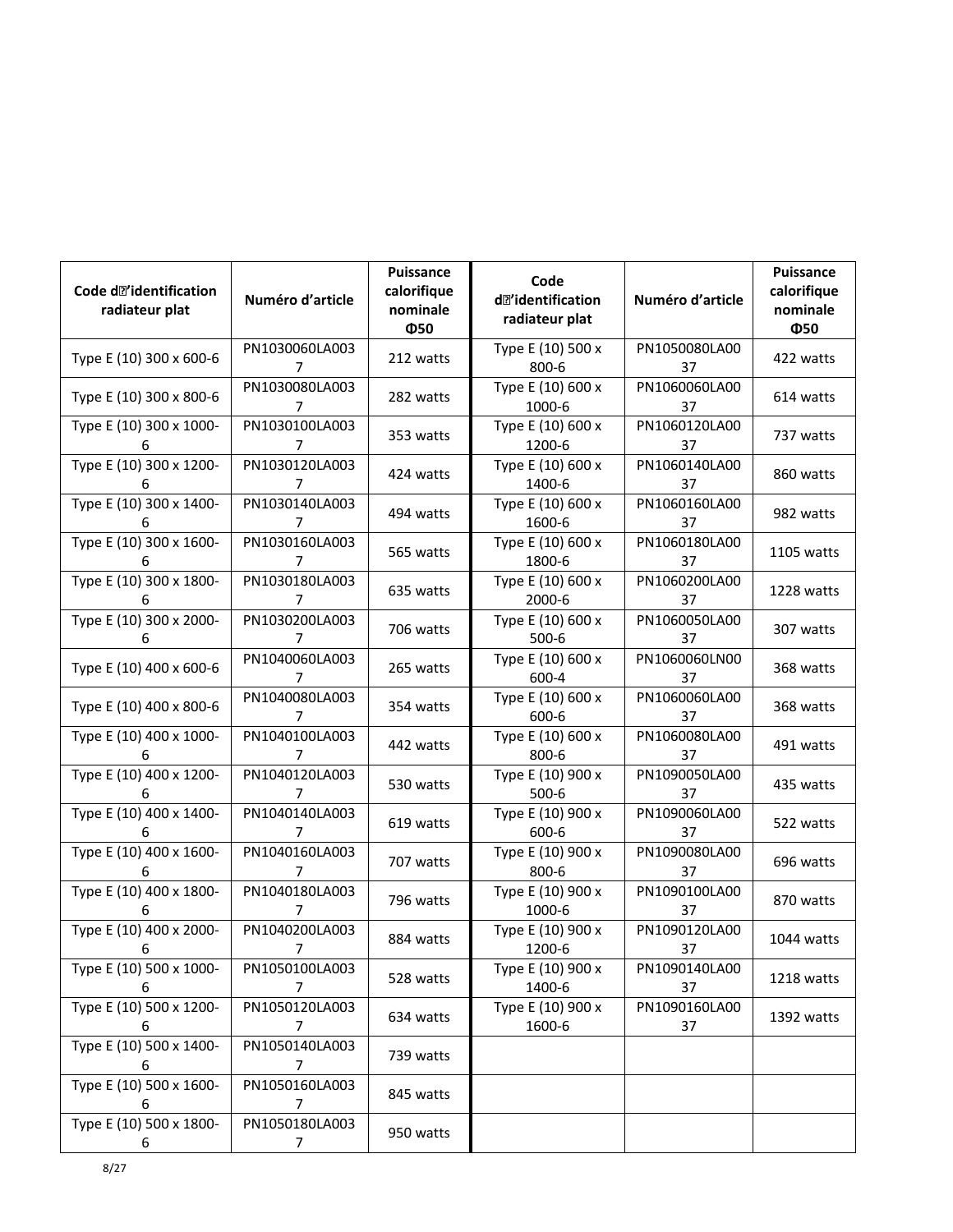| Code d'identification radiateur plat | Numéro d'article | Puissance calorifique nominale Φ50 | Code d'identification radiateur plat | Numéro d'article | Puissance calorifique nominale Φ50 |
|---|---|---|---|---|---|
| Type E (10) 300 x 600-6 | PN1030060LA0037 | 212 watts | Type E (10) 500 x 800-6 | PN1050080LA0037 | 422 watts |
| Type E (10) 300 x 800-6 | PN1030080LA0037 | 282 watts | Type E (10) 600 x 1000-6 | PN1060060LA0037 | 614 watts |
| Type E (10) 300 x 1000-6 | PN1030100LA0037 | 353 watts | Type E (10) 600 x 1200-6 | PN1060120LA0037 | 737 watts |
| Type E (10) 300 x 1200-6 | PN1030120LA0037 | 424 watts | Type E (10) 600 x 1400-6 | PN1060140LA0037 | 860 watts |
| Type E (10) 300 x 1400-6 | PN1030140LA0037 | 494 watts | Type E (10) 600 x 1600-6 | PN1060160LA0037 | 982 watts |
| Type E (10) 300 x 1600-6 | PN1030160LA0037 | 565 watts | Type E (10) 600 x 1800-6 | PN1060180LA0037 | 1105 watts |
| Type E (10) 300 x 1800-6 | PN1030180LA0037 | 635 watts | Type E (10) 600 x 2000-6 | PN1060200LA0037 | 1228 watts |
| Type E (10) 300 x 2000-6 | PN1030200LA0037 | 706 watts | Type E (10) 600 x 500-6 | PN1060050LA0037 | 307 watts |
| Type E (10) 400 x 600-6 | PN1040060LA0037 | 265 watts | Type E (10) 600 x 600-4 | PN1060060LN0037 | 368 watts |
| Type E (10) 400 x 800-6 | PN1040080LA0037 | 354 watts | Type E (10) 600 x 600-6 | PN1060060LA0037 | 368 watts |
| Type E (10) 400 x 1000-6 | PN1040100LA0037 | 442 watts | Type E (10) 600 x 800-6 | PN1060080LA0037 | 491 watts |
| Type E (10) 400 x 1200-6 | PN1040120LA0037 | 530 watts | Type E (10) 900 x 500-6 | PN1090050LA0037 | 435 watts |
| Type E (10) 400 x 1400-6 | PN1040140LA0037 | 619 watts | Type E (10) 900 x 600-6 | PN1090060LA0037 | 522 watts |
| Type E (10) 400 x 1600-6 | PN1040160LA0037 | 707 watts | Type E (10) 900 x 800-6 | PN1090080LA0037 | 696 watts |
| Type E (10) 400 x 1800-6 | PN1040180LA0037 | 796 watts | Type E (10) 900 x 1000-6 | PN1090100LA0037 | 870 watts |
| Type E (10) 400 x 2000-6 | PN1040200LA0037 | 884 watts | Type E (10) 900 x 1200-6 | PN1090120LA0037 | 1044 watts |
| Type E (10) 500 x 1000-6 | PN1050100LA0037 | 528 watts | Type E (10) 900 x 1400-6 | PN1090140LA0037 | 1218 watts |
| Type E (10) 500 x 1200-6 | PN1050120LA0037 | 634 watts | Type E (10) 900 x 1600-6 | PN1090160LA0037 | 1392 watts |
| Type E (10) 500 x 1400-6 | PN1050140LA0037 | 739 watts | | | |
| Type E (10) 500 x 1600-6 | PN1050160LA0037 | 845 watts | | | |
| Type E (10) 500 x 1800-6 | PN1050180LA0037 | 950 watts | | | |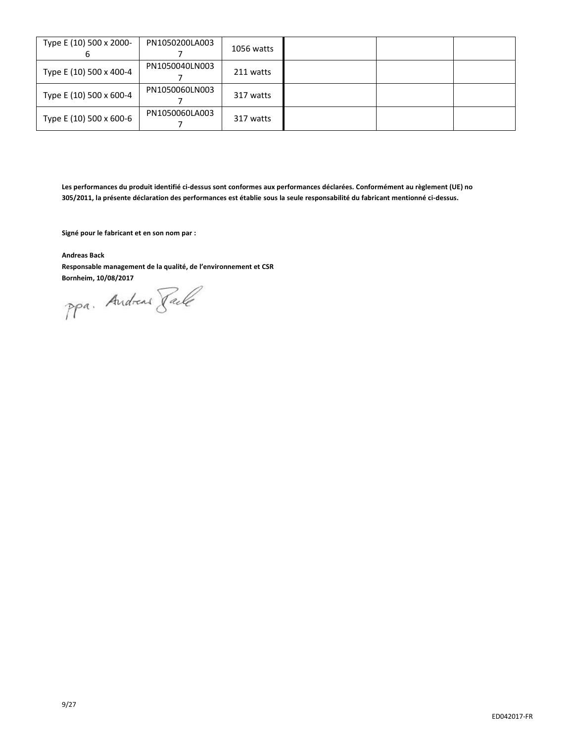| | | | | | |
|---|---|---|---|---|---|
| Type E (10) 500 x 2000-6 | PN1050200LA0037 | 1056 watts | | | |
| Type E (10) 500 x 400-4 | PN1050040LN0037 | 211 watts | | | |
| Type E (10) 500 x 600-4 | PN1050060LN0037 | 317 watts | | | |
| Type E (10) 500 x 600-6 | PN1050060LA0037 | 317 watts | | | |

**Les performances du produit identifié ci-dessus sont conformes aux performances déclarées. Conformément au règlement (UE) no 305/2011, la présente déclaration des performances est établie sous la seule responsabilité du fabricant mentionné ci-dessus.**

**Signé pour le fabricant et en son nom par :**

**Andreas Back**
**Responsable management de la qualité, de l'environnement et CSR**
**Bornheim, 10/08/2017**

ppa. Andreas Back

ED042017-FR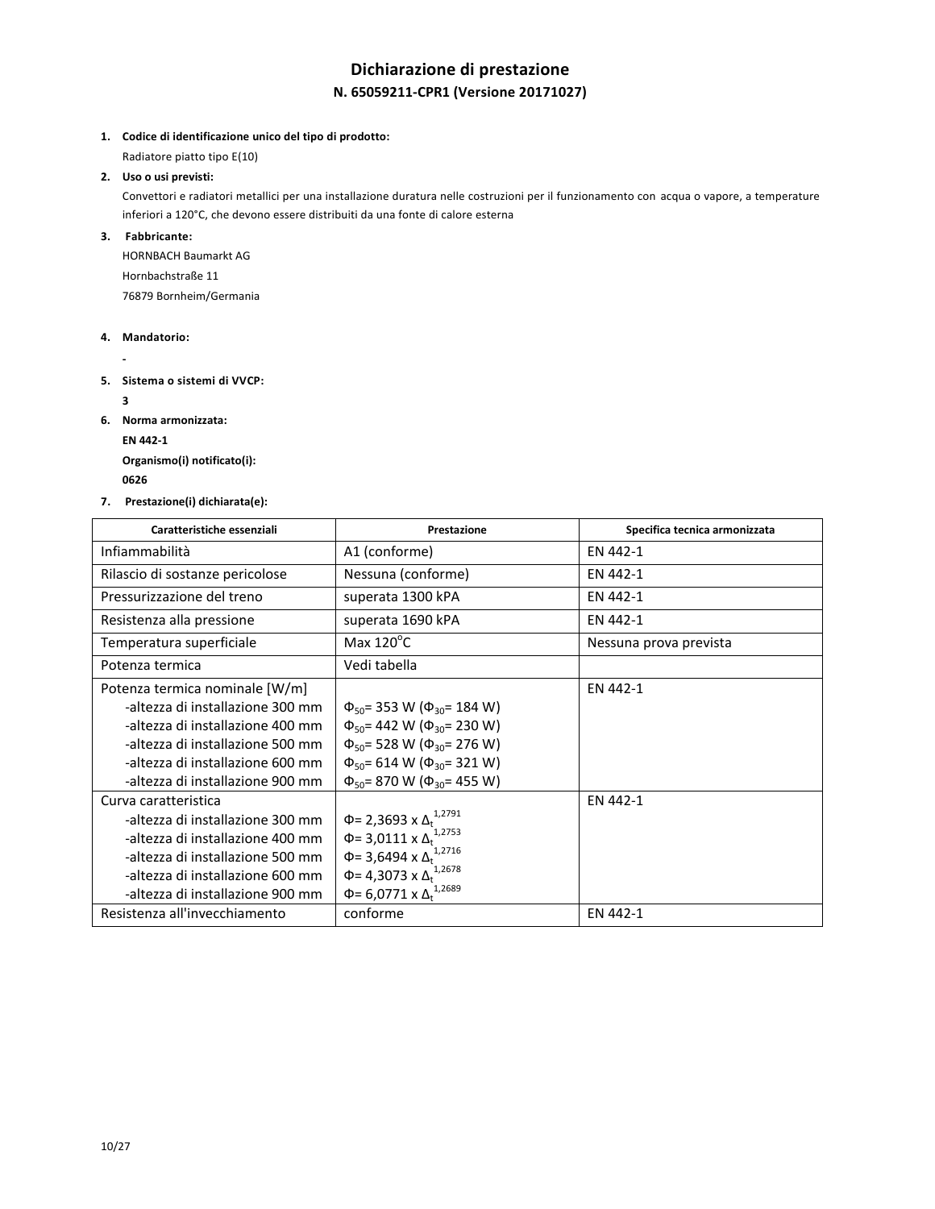# Dichiarazione di prestazione

## N. 65059211-CPR1 (Versione 20171027)

1. **Codice di identificazione unico del tipo di prodotto:**

   Radiatore piatto tipo E(10)

2. **Uso o usi previsti:**

   Convettori e radiatori metallici per una installazione duratura nelle costruzioni per il funzionamento con acqua o vapore, a temperature inferiori a 120°C, che devono essere distribuiti da una fonte di calore esterna

3. **Fabbricante:**

   HORNBACH Baumarkt AG
   Hornbachstraße 11
   76879 Bornheim/Germania

4. **Mandatorio:**

   -

5. **Sistema o sistemi di VVCP:**

   **3**

6. **Norma armonizzata:**

   **EN 442-1**

   **Organismo(i) notificato(i):**

   **0626**

7. **Prestazione(i) dichiarata(e):**

| Caratteristiche essenziali | Prestazione | Specifica tecnica armonizzata |
|---|---|---|
| Infiammabilità | A1 (conforme) | EN 442-1 |
| Rilascio di sostanze pericolose | Nessuna (conforme) | EN 442-1 |
| Pressurizzazione del treno | superata 1300 kPA | EN 442-1 |
| Resistenza alla pressione | superata 1690 kPA | EN 442-1 |
| Temperatura superficiale | Max 120°C | Nessuna prova prevista |
| Potenza termica | Vedi tabella | |
| Potenza termica nominale [W/m]<br>-altezza di installazione 300 mm<br>-altezza di installazione 400 mm<br>-altezza di installazione 500 mm<br>-altezza di installazione 600 mm<br>-altezza di installazione 900 mm | <br>$\Phi_{50}$= 353 W ($\Phi_{30}$= 184 W)<br>$\Phi_{50}$= 442 W ($\Phi_{30}$= 230 W)<br>$\Phi_{50}$= 528 W ($\Phi_{30}$= 276 W)<br>$\Phi_{50}$= 614 W ($\Phi_{30}$= 321 W)<br>$\Phi_{50}$= 870 W ($\Phi_{30}$= 455 W) | EN 442-1 |
| Curva caratteristica<br>-altezza di installazione 300 mm<br>-altezza di installazione 400 mm<br>-altezza di installazione 500 mm<br>-altezza di installazione 600 mm<br>-altezza di installazione 900 mm | <br>$\Phi = 2{,}3693 \times \Delta_t^{1{,}2791}$<br>$\Phi = 3{,}0111 \times \Delta_t^{1{,}2753}$<br>$\Phi = 3{,}6494 \times \Delta_t^{1{,}2716}$<br>$\Phi = 4{,}3073 \times \Delta_t^{1{,}2678}$<br>$\Phi = 6{,}0771 \times \Delta_t^{1{,}2689}$ | EN 442-1 |
| Resistenza all'invecchiamento | conforme | EN 442-1 |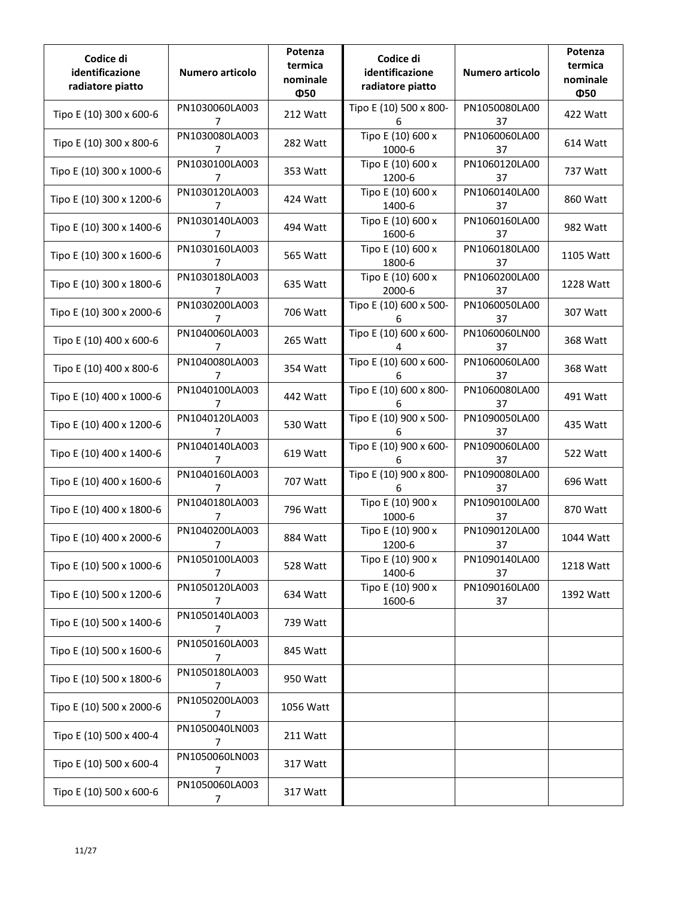| Codice di identificazione radiatore piatto | Numero articolo | Potenza termica nominale Φ50 | Codice di identificazione radiatore piatto | Numero articolo | Potenza termica nominale Φ50 |
|---|---|---|---|---|---|
| Tipo E (10) 300 x 600-6 | PN1030060LA0037 | 212 Watt | Tipo E (10) 500 x 800-6 | PN1050080LA0037 | 422 Watt |
| Tipo E (10) 300 x 800-6 | PN1030080LA0037 | 282 Watt | Tipo E (10) 600 x 1000-6 | PN1060060LA0037 | 614 Watt |
| Tipo E (10) 300 x 1000-6 | PN1030100LA0037 | 353 Watt | Tipo E (10) 600 x 1200-6 | PN1060120LA0037 | 737 Watt |
| Tipo E (10) 300 x 1200-6 | PN1030120LA0037 | 424 Watt | Tipo E (10) 600 x 1400-6 | PN1060140LA0037 | 860 Watt |
| Tipo E (10) 300 x 1400-6 | PN1030140LA0037 | 494 Watt | Tipo E (10) 600 x 1600-6 | PN1060160LA0037 | 982 Watt |
| Tipo E (10) 300 x 1600-6 | PN1030160LA0037 | 565 Watt | Tipo E (10) 600 x 1800-6 | PN1060180LA0037 | 1105 Watt |
| Tipo E (10) 300 x 1800-6 | PN1030180LA0037 | 635 Watt | Tipo E (10) 600 x 2000-6 | PN1060200LA0037 | 1228 Watt |
| Tipo E (10) 300 x 2000-6 | PN1030200LA0037 | 706 Watt | Tipo E (10) 600 x 500-6 | PN1060050LA0037 | 307 Watt |
| Tipo E (10) 400 x 600-6 | PN1040060LA0037 | 265 Watt | Tipo E (10) 600 x 600-4 | PN1060060LN0037 | 368 Watt |
| Tipo E (10) 400 x 800-6 | PN1040080LA0037 | 354 Watt | Tipo E (10) 600 x 600-6 | PN1060060LA0037 | 368 Watt |
| Tipo E (10) 400 x 1000-6 | PN1040100LA0037 | 442 Watt | Tipo E (10) 600 x 800-6 | PN1060080LA0037 | 491 Watt |
| Tipo E (10) 400 x 1200-6 | PN1040120LA0037 | 530 Watt | Tipo E (10) 900 x 500-6 | PN1090050LA0037 | 435 Watt |
| Tipo E (10) 400 x 1400-6 | PN1040140LA0037 | 619 Watt | Tipo E (10) 900 x 600-6 | PN1090060LA0037 | 522 Watt |
| Tipo E (10) 400 x 1600-6 | PN1040160LA0037 | 707 Watt | Tipo E (10) 900 x 800-6 | PN1090080LA0037 | 696 Watt |
| Tipo E (10) 400 x 1800-6 | PN1040180LA0037 | 796 Watt | Tipo E (10) 900 x 1000-6 | PN1090100LA0037 | 870 Watt |
| Tipo E (10) 400 x 2000-6 | PN1040200LA0037 | 884 Watt | Tipo E (10) 900 x 1200-6 | PN1090120LA0037 | 1044 Watt |
| Tipo E (10) 500 x 1000-6 | PN1050100LA0037 | 528 Watt | Tipo E (10) 900 x 1400-6 | PN1090140LA0037 | 1218 Watt |
| Tipo E (10) 500 x 1200-6 | PN1050120LA0037 | 634 Watt | Tipo E (10) 900 x 1600-6 | PN1090160LA0037 | 1392 Watt |
| Tipo E (10) 500 x 1400-6 | PN1050140LA0037 | 739 Watt | | | |
| Tipo E (10) 500 x 1600-6 | PN1050160LA0037 | 845 Watt | | | |
| Tipo E (10) 500 x 1800-6 | PN1050180LA0037 | 950 Watt | | | |
| Tipo E (10) 500 x 2000-6 | PN1050200LA0037 | 1056 Watt | | | |
| Tipo E (10) 500 x 400-4 | PN1050040LN0037 | 211 Watt | | | |
| Tipo E (10) 500 x 600-4 | PN1050060LN0037 | 317 Watt | | | |
| Tipo E (10) 500 x 600-6 | PN1050060LA0037 | 317 Watt | | | |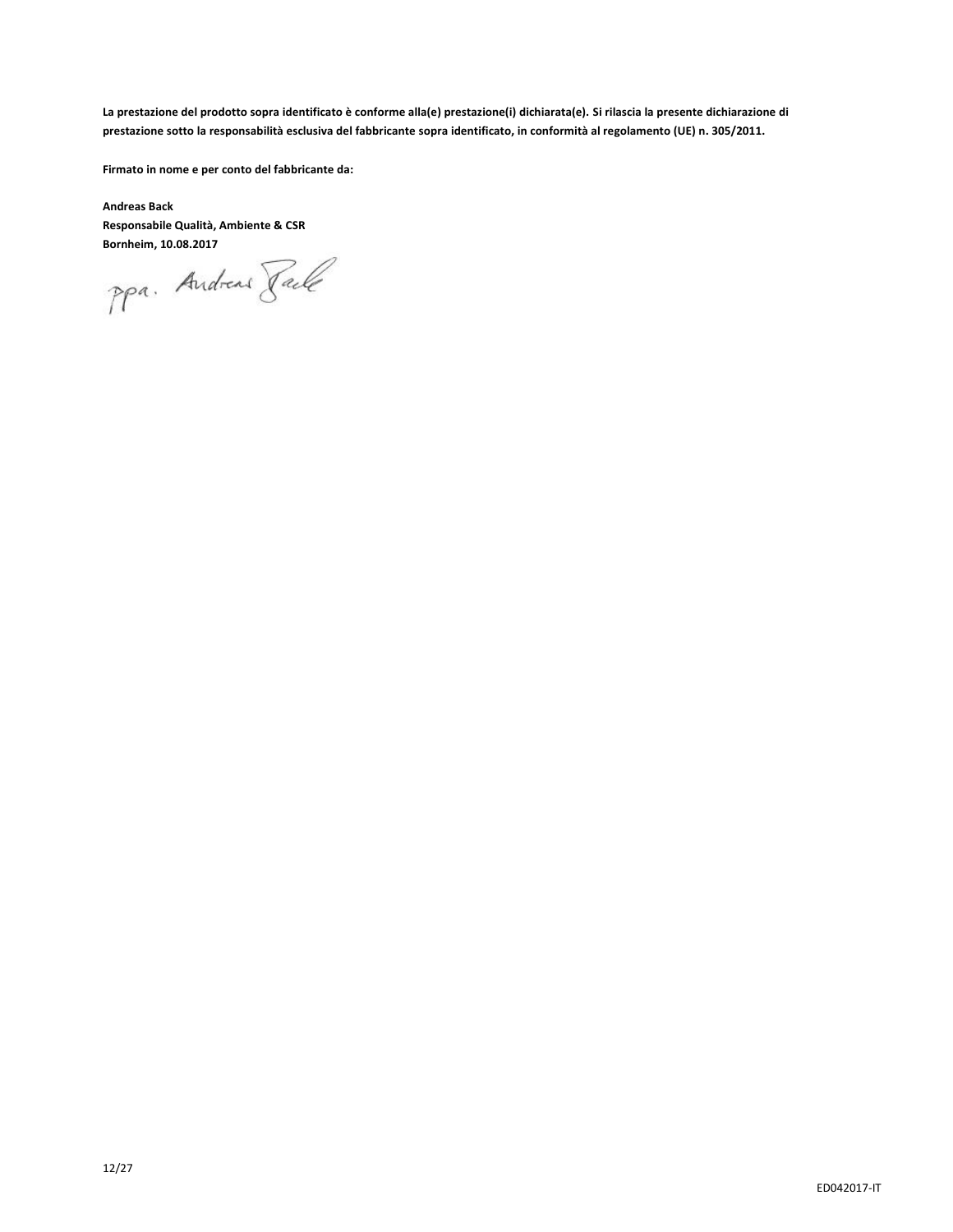**La prestazione del prodotto sopra identificato è conforme alla(e) prestazione(i) dichiarata(e). Si rilascia la presente dichiarazione di prestazione sotto la responsabilità esclusiva del fabbricante sopra identificato, in conformità al regolamento (UE) n. 305/2011.**

**Firmato in nome e per conto del fabbricante da:**

**Andreas Back**
**Responsabile Qualità, Ambiente & CSR**
**Bornheim, 10.08.2017**

ppa. Andreas Back

ED042017-IT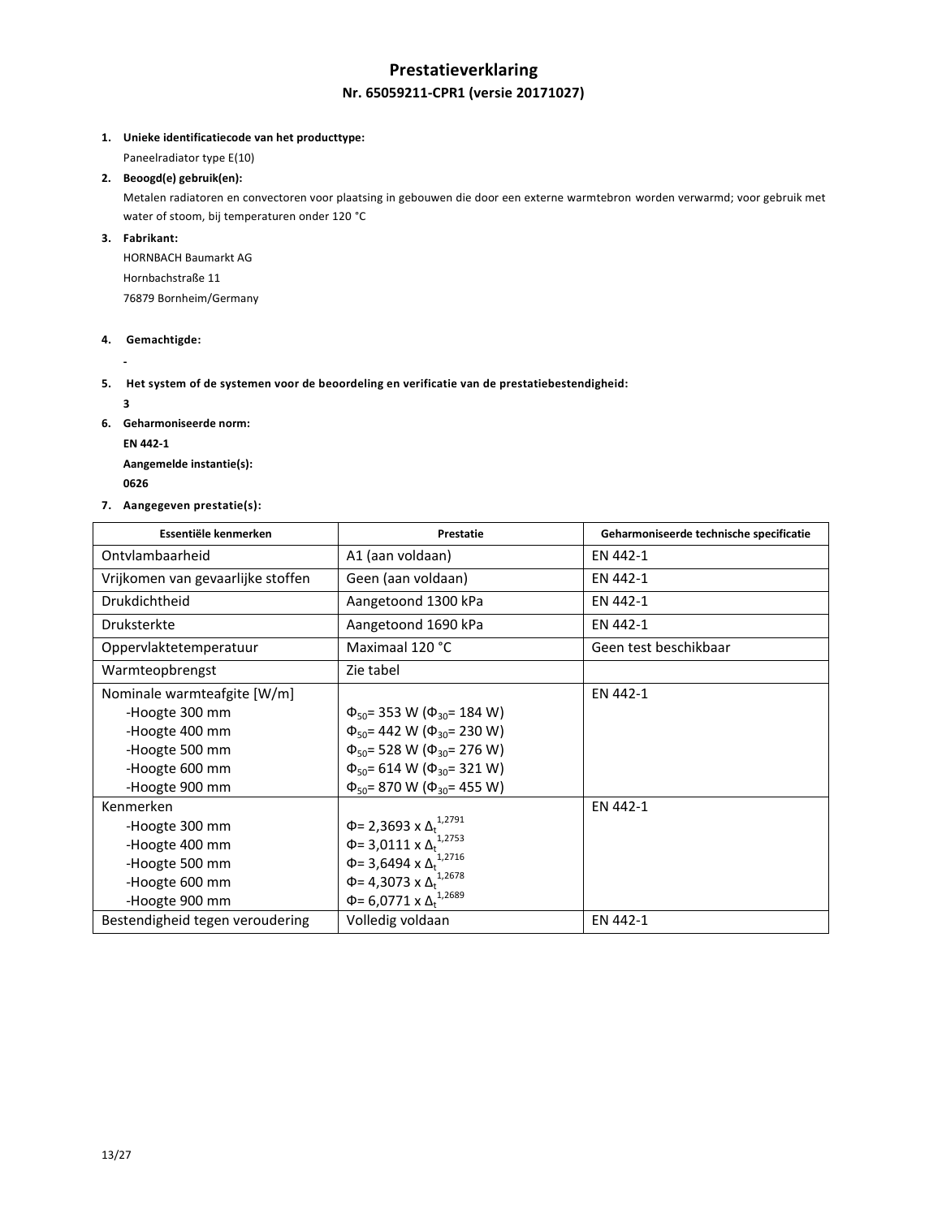# Prestatieverklaring

## Nr. 65059211-CPR1 (versie 20171027)

1. **Unieke identificatiecode van het producttype:**

   Paneelradiator type E(10)

2. **Beoogd(e) gebruik(en):**

   Metalen radiatoren en convectoren voor plaatsing in gebouwen die door een externe warmtebron worden verwarmd; voor gebruik met water of stoom, bij temperaturen onder 120 °C

3. **Fabrikant:**

   HORNBACH Baumarkt AG
   Hornbachstraße 11
   76879 Bornheim/Germany

4. **Gemachtigde:**

   -

5. **Het system of de systemen voor de beoordeling en verificatie van de prestatiebestendigheid:**

   **3**

6. **Geharmoniseerde norm:**

   **EN 442-1**

   **Aangemelde instantie(s):**

   **0626**

7. **Aangegeven prestatie(s):**

| Essentiële kenmerken | Prestatie | Geharmoniseerde technische specificatie |
|---|---|---|
| Ontvlambaarheid | A1 (aan voldaan) | EN 442-1 |
| Vrijkomen van gevaarlijke stoffen | Geen (aan voldaan) | EN 442-1 |
| Drukdichtheid | Aangetoond 1300 kPa | EN 442-1 |
| Druksterkte | Aangetoond 1690 kPa | EN 442-1 |
| Oppervlaktetemperatuur | Maximaal 120 °C | Geen test beschikbaar |
| Warmteopbrengst | Zie tabel | |
| Nominale warmteafgite [W/m]<br>-Hoogte 300 mm<br>-Hoogte 400 mm<br>-Hoogte 500 mm<br>-Hoogte 600 mm<br>-Hoogte 900 mm | <br>$\Phi_{50}$= 353 W ($\Phi_{30}$= 184 W)<br>$\Phi_{50}$= 442 W ($\Phi_{30}$= 230 W)<br>$\Phi_{50}$= 528 W ($\Phi_{30}$= 276 W)<br>$\Phi_{50}$= 614 W ($\Phi_{30}$= 321 W)<br>$\Phi_{50}$= 870 W ($\Phi_{30}$= 455 W) | EN 442-1 |
| Kenmerken<br>-Hoogte 300 mm<br>-Hoogte 400 mm<br>-Hoogte 500 mm<br>-Hoogte 600 mm<br>-Hoogte 900 mm | <br>$\Phi$= 2,3693 x $\Delta_t^{1,2791}$<br>$\Phi$= 3,0111 x $\Delta_t^{1,2753}$<br>$\Phi$= 3,6494 x $\Delta_t^{1,2716}$<br>$\Phi$= 4,3073 x $\Delta_t^{1,2678}$<br>$\Phi$= 6,0771 x $\Delta_t^{1,2689}$ | EN 442-1 |
| Bestendigheid tegen veroudering | Volledig voldaan | EN 442-1 |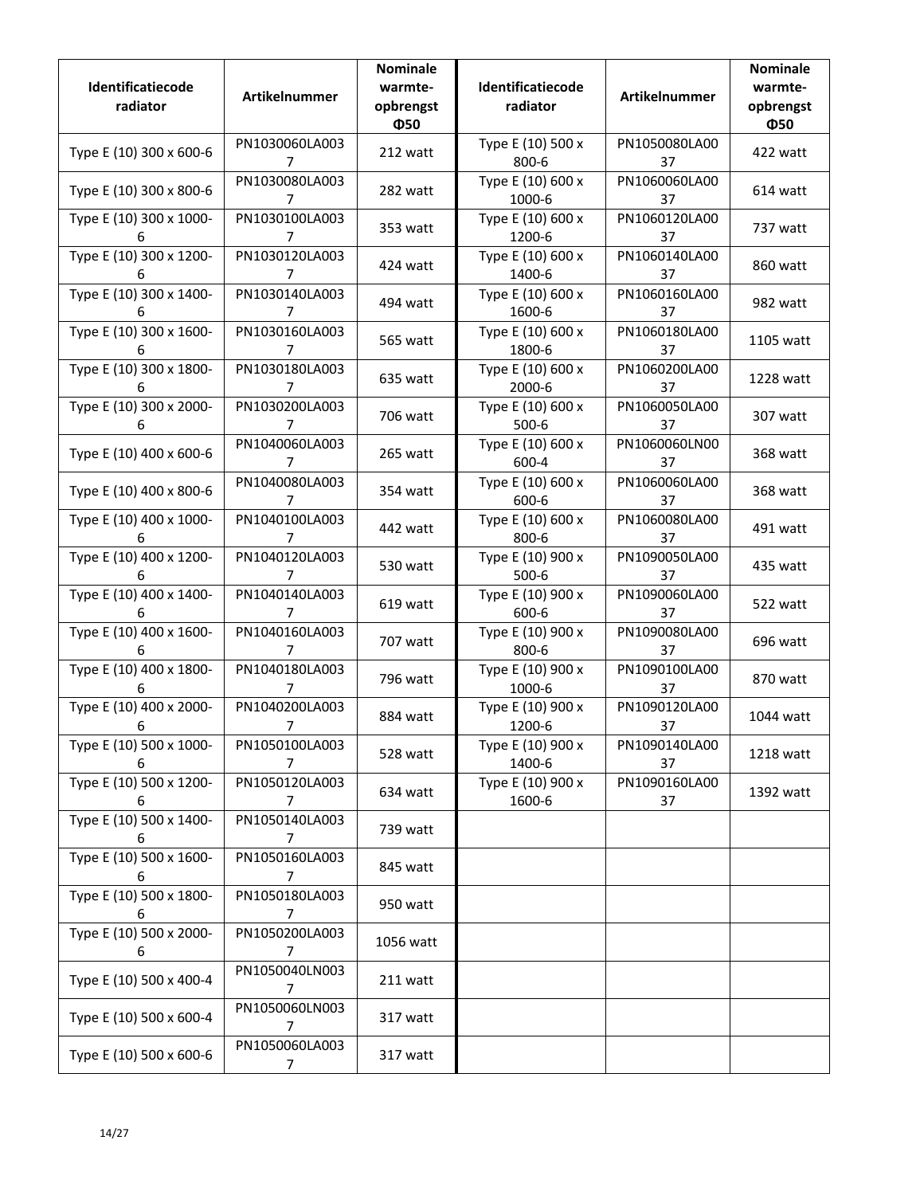| Identificatiecode radiator | Artikelnummer | Nominale warmte-opbrengst Φ50 | Identificatiecode radiator | Artikelnummer | Nominale warmte-opbrengst Φ50 |
|---|---|---|---|---|---|
| Type E (10) 300 x 600-6 | PN1030060LA0037 | 212 watt | Type E (10) 500 x 800-6 | PN1050080LA0037 | 422 watt |
| Type E (10) 300 x 800-6 | PN1030080LA0037 | 282 watt | Type E (10) 600 x 1000-6 | PN1060060LA0037 | 614 watt |
| Type E (10) 300 x 1000-6 | PN1030100LA0037 | 353 watt | Type E (10) 600 x 1200-6 | PN1060120LA0037 | 737 watt |
| Type E (10) 300 x 1200-6 | PN1030120LA0037 | 424 watt | Type E (10) 600 x 1400-6 | PN1060140LA0037 | 860 watt |
| Type E (10) 300 x 1400-6 | PN1030140LA0037 | 494 watt | Type E (10) 600 x 1600-6 | PN1060160LA0037 | 982 watt |
| Type E (10) 300 x 1600-6 | PN1030160LA0037 | 565 watt | Type E (10) 600 x 1800-6 | PN1060180LA0037 | 1105 watt |
| Type E (10) 300 x 1800-6 | PN1030180LA0037 | 635 watt | Type E (10) 600 x 2000-6 | PN1060200LA0037 | 1228 watt |
| Type E (10) 300 x 2000-6 | PN1030200LA0037 | 706 watt | Type E (10) 600 x 500-6 | PN1060050LA0037 | 307 watt |
| Type E (10) 400 x 600-6 | PN1040060LA0037 | 265 watt | Type E (10) 600 x 600-4 | PN1060060LN0037 | 368 watt |
| Type E (10) 400 x 800-6 | PN1040080LA0037 | 354 watt | Type E (10) 600 x 600-6 | PN1060060LA0037 | 368 watt |
| Type E (10) 400 x 1000-6 | PN1040100LA0037 | 442 watt | Type E (10) 600 x 800-6 | PN1060080LA0037 | 491 watt |
| Type E (10) 400 x 1200-6 | PN1040120LA0037 | 530 watt | Type E (10) 900 x 500-6 | PN1090050LA0037 | 435 watt |
| Type E (10) 400 x 1400-6 | PN1040140LA0037 | 619 watt | Type E (10) 900 x 600-6 | PN1090060LA0037 | 522 watt |
| Type E (10) 400 x 1600-6 | PN1040160LA0037 | 707 watt | Type E (10) 900 x 800-6 | PN1090080LA0037 | 696 watt |
| Type E (10) 400 x 1800-6 | PN1040180LA0037 | 796 watt | Type E (10) 900 x 1000-6 | PN1090100LA0037 | 870 watt |
| Type E (10) 400 x 2000-6 | PN1040200LA0037 | 884 watt | Type E (10) 900 x 1200-6 | PN1090120LA0037 | 1044 watt |
| Type E (10) 500 x 1000-6 | PN1050100LA0037 | 528 watt | Type E (10) 900 x 1400-6 | PN1090140LA0037 | 1218 watt |
| Type E (10) 500 x 1200-6 | PN1050120LA0037 | 634 watt | Type E (10) 900 x 1600-6 | PN1090160LA0037 | 1392 watt |
| Type E (10) 500 x 1400-6 | PN1050140LA0037 | 739 watt | | | |
| Type E (10) 500 x 1600-6 | PN1050160LA0037 | 845 watt | | | |
| Type E (10) 500 x 1800-6 | PN1050180LA0037 | 950 watt | | | |
| Type E (10) 500 x 2000-6 | PN1050200LA0037 | 1056 watt | | | |
| Type E (10) 500 x 400-4 | PN1050040LN0037 | 211 watt | | | |
| Type E (10) 500 x 600-4 | PN1050060LN0037 | 317 watt | | | |
| Type E (10) 500 x 600-6 | PN1050060LA0037 | 317 watt | | | |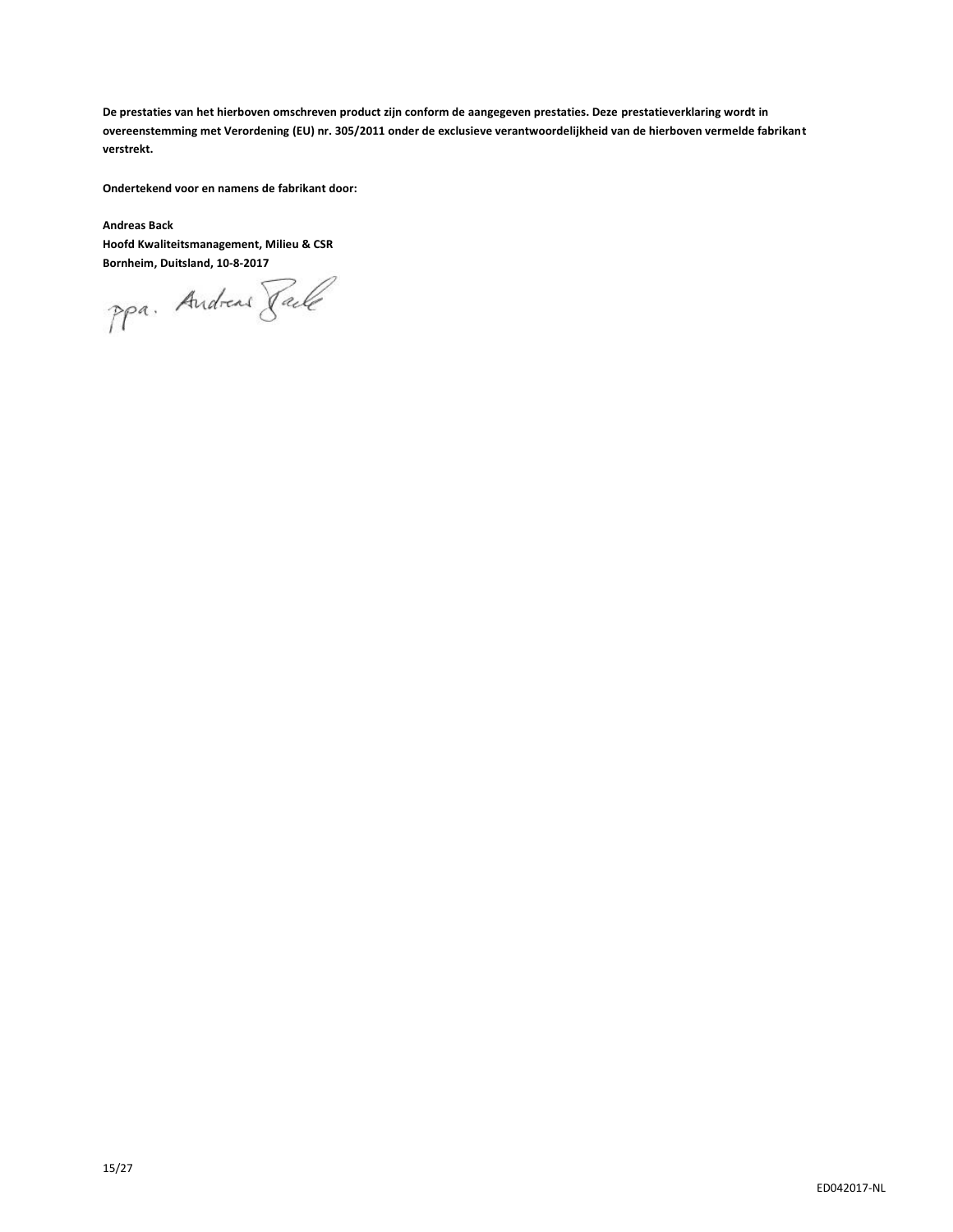**De prestaties van het hierboven omschreven product zijn conform de aangegeven prestaties. Deze prestatieverklaring wordt in overeenstemming met Verordening (EU) nr. 305/2011 onder de exclusieve verantwoordelijkheid van de hierboven vermelde fabrikant verstrekt.**

**Ondertekend voor en namens de fabrikant door:**

**Andreas Back**
**Hoofd Kwaliteitsmanagement, Milieu & CSR**
**Bornheim, Duitsland, 10-8-2017**

ppa. Andreas Back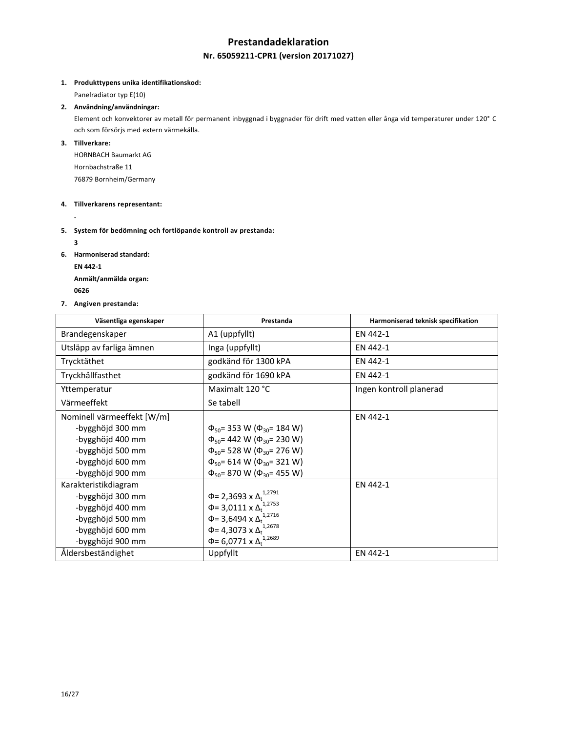# Prestandadeklaration

## Nr. 65059211-CPR1 (version 20171027)

1. **Produkttypens unika identifikationskod:**
   Panelradiator typ E(10)
2. **Användning/användningar:**
   Element och konvektorer av metall för permanent inbyggnad i byggnader för drift med vatten eller ånga vid temperaturer under 120° C och som försörjs med extern värmekälla.
3. **Tillverkare:**
   HORNBACH Baumarkt AG
   Hornbachstraße 11
   76879 Bornheim/Germany
4. **Tillverkarens representant:**
   -
5. **System för bedömning och fortlöpande kontroll av prestanda:**
   **3**
6. **Harmoniserad standard:**
   **EN 442-1**
   **Anmält/anmälda organ:**
   **0626**
7. **Angiven prestanda:**

| Väsentliga egenskaper | Prestanda | Harmoniserad teknisk specifikation |
|---|---|---|
| Brandegenskaper | A1 (uppfyllt) | EN 442-1 |
| Utsläpp av farliga ämnen | Inga (uppfyllt) | EN 442-1 |
| Trycktäthet | godkänd för 1300 kPA | EN 442-1 |
| Tryckhållfasthet | godkänd för 1690 kPA | EN 442-1 |
| Yttemperatur | Maximalt 120 °C | Ingen kontroll planerad |
| Värmeeffekt | Se tabell | |
| Nominell värmeeffekt [W/m]<br>-bygghöjd 300 mm<br>-bygghöjd 400 mm<br>-bygghöjd 500 mm<br>-bygghöjd 600 mm<br>-bygghöjd 900 mm | <br>$\Phi_{50}$= 353 W ($\Phi_{30}$= 184 W)<br>$\Phi_{50}$= 442 W ($\Phi_{30}$= 230 W)<br>$\Phi_{50}$= 528 W ($\Phi_{30}$= 276 W)<br>$\Phi_{50}$= 614 W ($\Phi_{30}$= 321 W)<br>$\Phi_{50}$= 870 W ($\Phi_{30}$= 455 W) | EN 442-1 |
| Karakteristikdiagram<br>-bygghöjd 300 mm<br>-bygghöjd 400 mm<br>-bygghöjd 500 mm<br>-bygghöjd 600 mm<br>-bygghöjd 900 mm | <br>$\Phi = 2{,}3693 \times \Delta_t^{1{,}2791}$<br>$\Phi = 3{,}0111 \times \Delta_t^{1{,}2753}$<br>$\Phi = 3{,}6494 \times \Delta_t^{1{,}2716}$<br>$\Phi = 4{,}3073 \times \Delta_t^{1{,}2678}$<br>$\Phi = 6{,}0771 \times \Delta_t^{1{,}2689}$ | EN 442-1 |
| Åldersbeständighet | Uppfyllt | EN 442-1 |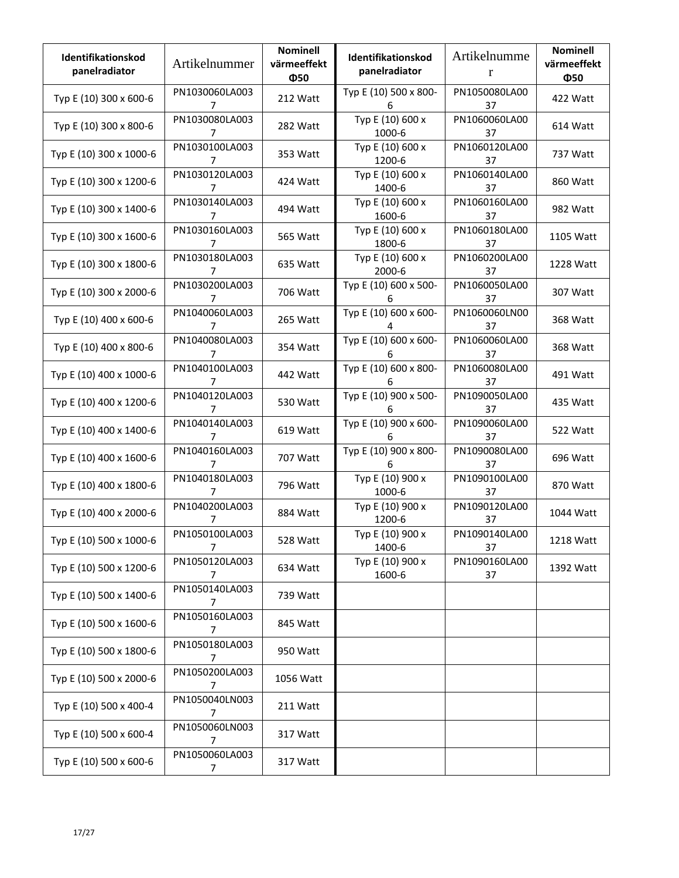| Identifikationskod panelradiator | Artikelnummer | Nominell värmeeffekt Φ50 | Identifikationskod panelradiator | Artikelnummer | Nominell värmeeffekt Φ50 |
|---|---|---|---|---|---|
| Typ E (10) 300 x 600-6 | PN1030060LA0037 | 212 Watt | Typ E (10) 500 x 800-6 | PN1050080LA0037 | 422 Watt |
| Typ E (10) 300 x 800-6 | PN1030080LA0037 | 282 Watt | Typ E (10) 600 x 1000-6 | PN1060060LA0037 | 614 Watt |
| Typ E (10) 300 x 1000-6 | PN1030100LA0037 | 353 Watt | Typ E (10) 600 x 1200-6 | PN1060120LA0037 | 737 Watt |
| Typ E (10) 300 x 1200-6 | PN1030120LA0037 | 424 Watt | Typ E (10) 600 x 1400-6 | PN1060140LA0037 | 860 Watt |
| Typ E (10) 300 x 1400-6 | PN1030140LA0037 | 494 Watt | Typ E (10) 600 x 1600-6 | PN1060160LA0037 | 982 Watt |
| Typ E (10) 300 x 1600-6 | PN1030160LA0037 | 565 Watt | Typ E (10) 600 x 1800-6 | PN1060180LA0037 | 1105 Watt |
| Typ E (10) 300 x 1800-6 | PN1030180LA0037 | 635 Watt | Typ E (10) 600 x 2000-6 | PN1060200LA0037 | 1228 Watt |
| Typ E (10) 300 x 2000-6 | PN1030200LA0037 | 706 Watt | Typ E (10) 600 x 500-6 | PN1060050LA0037 | 307 Watt |
| Typ E (10) 400 x 600-6 | PN1040060LA0037 | 265 Watt | Typ E (10) 600 x 600-4 | PN1060060LN0037 | 368 Watt |
| Typ E (10) 400 x 800-6 | PN1040080LA0037 | 354 Watt | Typ E (10) 600 x 600-6 | PN1060060LA0037 | 368 Watt |
| Typ E (10) 400 x 1000-6 | PN1040100LA0037 | 442 Watt | Typ E (10) 600 x 800-6 | PN1060080LA0037 | 491 Watt |
| Typ E (10) 400 x 1200-6 | PN1040120LA0037 | 530 Watt | Typ E (10) 900 x 500-6 | PN1090050LA0037 | 435 Watt |
| Typ E (10) 400 x 1400-6 | PN1040140LA0037 | 619 Watt | Typ E (10) 900 x 600-6 | PN1090060LA0037 | 522 Watt |
| Typ E (10) 400 x 1600-6 | PN1040160LA0037 | 707 Watt | Typ E (10) 900 x 800-6 | PN1090080LA0037 | 696 Watt |
| Typ E (10) 400 x 1800-6 | PN1040180LA0037 | 796 Watt | Typ E (10) 900 x 1000-6 | PN1090100LA0037 | 870 Watt |
| Typ E (10) 400 x 2000-6 | PN1040200LA0037 | 884 Watt | Typ E (10) 900 x 1200-6 | PN1090120LA0037 | 1044 Watt |
| Typ E (10) 500 x 1000-6 | PN1050100LA0037 | 528 Watt | Typ E (10) 900 x 1400-6 | PN1090140LA0037 | 1218 Watt |
| Typ E (10) 500 x 1200-6 | PN1050120LA0037 | 634 Watt | Typ E (10) 900 x 1600-6 | PN1090160LA0037 | 1392 Watt |
| Typ E (10) 500 x 1400-6 | PN1050140LA0037 | 739 Watt | | | |
| Typ E (10) 500 x 1600-6 | PN1050160LA0037 | 845 Watt | | | |
| Typ E (10) 500 x 1800-6 | PN1050180LA0037 | 950 Watt | | | |
| Typ E (10) 500 x 2000-6 | PN1050200LA0037 | 1056 Watt | | | |
| Typ E (10) 500 x 400-4 | PN1050040LN0037 | 211 Watt | | | |
| Typ E (10) 500 x 600-4 | PN1050060LN0037 | 317 Watt | | | |
| Typ E (10) 500 x 600-6 | PN1050060LA0037 | 317 Watt | | | |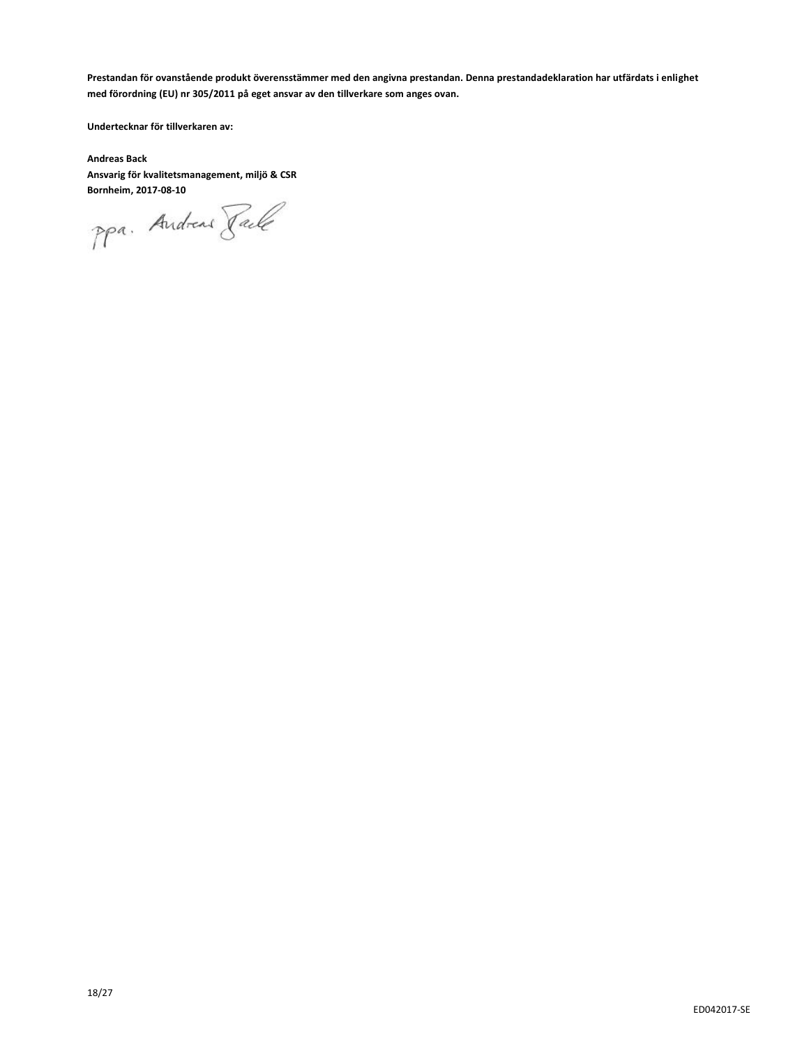**Prestandan för ovanstående produkt överensstämmer med den angivna prestandan. Denna prestandadeklaration har utfärdats i enlighet med förordning (EU) nr 305/2011 på eget ansvar av den tillverkare som anges ovan.**

**Undertecknar för tillverkaren av:**

**Andreas Back**
**Ansvarig för kvalitetsmanagement, miljö & CSR**
**Bornheim, 2017-08-10**

ppa. Andreas Back

ED042017-SE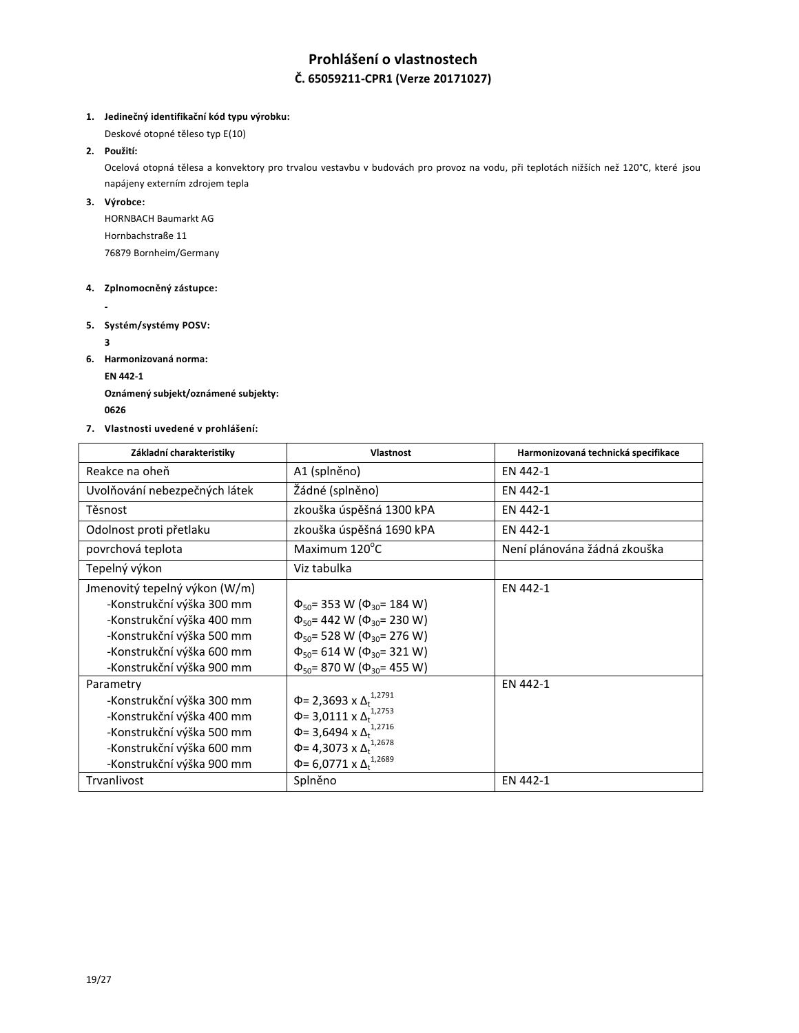# Prohlášení o vlastnostech

## Č. 65059211-CPR1 (Verze 20171027)

1. **Jedinečný identifikační kód typu výrobku:**

   Deskové otopné těleso typ E(10)

2. **Použití:**

   Ocelová otopná tělesa a konvektory pro trvalou vestavbu v budovách pro provoz na vodu, při teplotách nižších než 120°C, které jsou napájeny externím zdrojem tepla

3. **Výrobce:**

   HORNBACH Baumarkt AG

   Hornbachstraße 11

   76879 Bornheim/Germany

4. **Zplnomocněný zástupce:**

   -

5. **Systém/systémy POSV:**

   **3**

6. **Harmonizovaná norma:**

   **EN 442-1**

   **Oznámený subjekt/oznámené subjekty:**

   **0626**

7. **Vlastnosti uvedené v prohlášení:**

| Základní charakteristiky | Vlastnost | Harmonizovaná technická specifikace |
|---|---|---|
| Reakce na oheň | A1 (splněno) | EN 442-1 |
| Uvolňování nebezpečných látek | Žádné (splněno) | EN 442-1 |
| Těsnost | zkouška úspěšná 1300 kPA | EN 442-1 |
| Odolnost proti přetlaku | zkouška úspěšná 1690 kPA | EN 442-1 |
| povrchová teplota | Maximum 120°C | Není plánována žádná zkouška |
| Tepelný výkon | Viz tabulka | |
| Jmenovitý tepelný výkon (W/m)<br>-Konstrukční výška 300 mm<br>-Konstrukční výška 400 mm<br>-Konstrukční výška 500 mm<br>-Konstrukční výška 600 mm<br>-Konstrukční výška 900 mm | <br>$\Phi_{50}$= 353 W ($\Phi_{30}$= 184 W)<br>$\Phi_{50}$= 442 W ($\Phi_{30}$= 230 W)<br>$\Phi_{50}$= 528 W ($\Phi_{30}$= 276 W)<br>$\Phi_{50}$= 614 W ($\Phi_{30}$= 321 W)<br>$\Phi_{50}$= 870 W ($\Phi_{30}$= 455 W) | EN 442-1 |
| Parametry<br>-Konstrukční výška 300 mm<br>-Konstrukční výška 400 mm<br>-Konstrukční výška 500 mm<br>-Konstrukční výška 600 mm<br>-Konstrukční výška 900 mm | <br>$\Phi$= 2,3693 x $\Delta_t^{1,2791}$<br>$\Phi$= 3,0111 x $\Delta_t^{1,2753}$<br>$\Phi$= 3,6494 x $\Delta_t^{1,2716}$<br>$\Phi$= 4,3073 x $\Delta_t^{1,2678}$<br>$\Phi$= 6,0771 x $\Delta_t^{1,2689}$ | EN 442-1 |
| Trvanlivost | Splněno | EN 442-1 |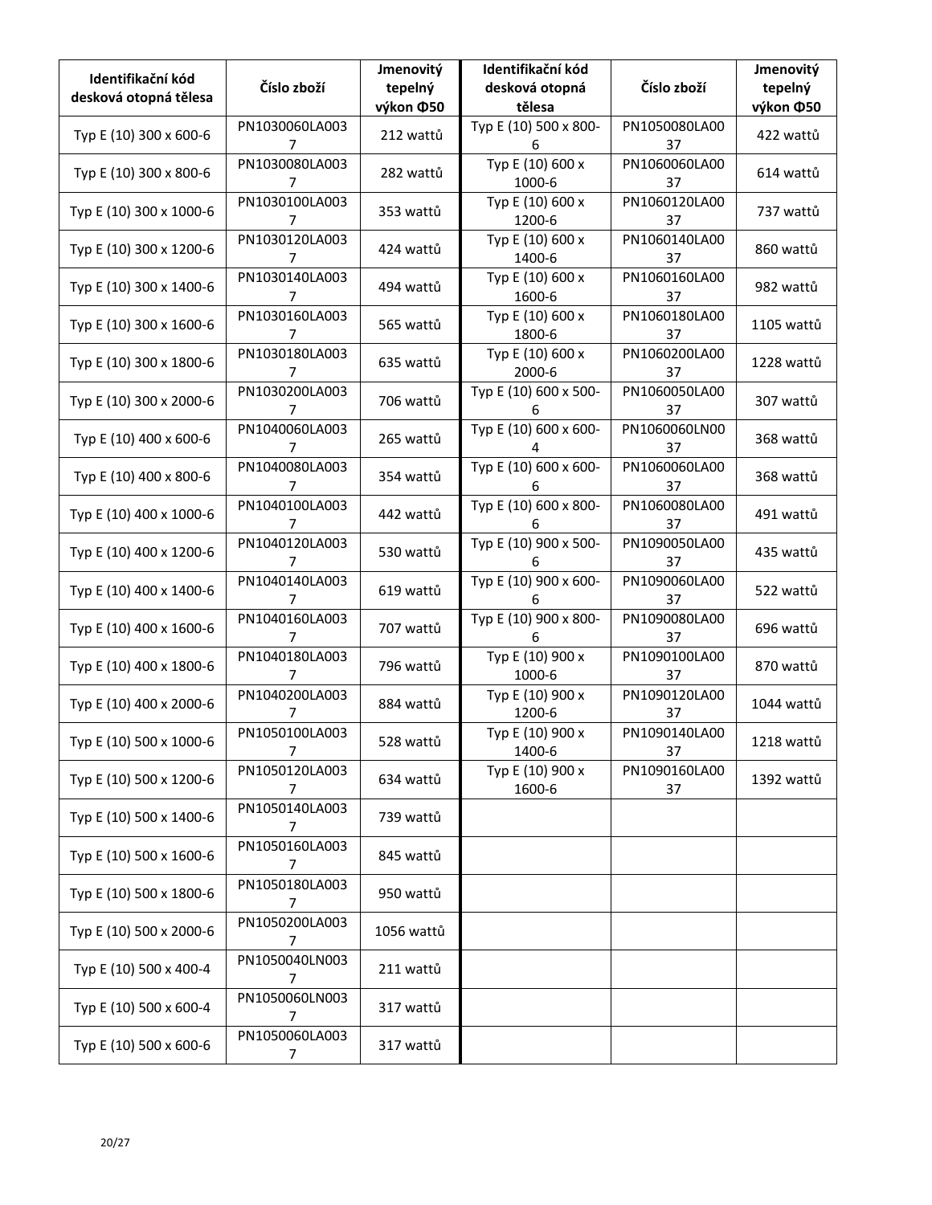| Identifikační kód desková otopná tělesa | Číslo zboží | Jmenovitý tepelný výkon Φ50 | Identifikační kód desková otopná tělesa | Číslo zboží | Jmenovitý tepelný výkon Φ50 |
|---|---|---|---|---|---|
| Typ E (10) 300 x 600-6 | PN1030060LA0037 | 212 wattů | Typ E (10) 500 x 800-6 | PN1050080LA0037 | 422 wattů |
| Typ E (10) 300 x 800-6 | PN1030080LA0037 | 282 wattů | Typ E (10) 600 x 1000-6 | PN1060060LA0037 | 614 wattů |
| Typ E (10) 300 x 1000-6 | PN1030100LA0037 | 353 wattů | Typ E (10) 600 x 1200-6 | PN1060120LA0037 | 737 wattů |
| Typ E (10) 300 x 1200-6 | PN1030120LA0037 | 424 wattů | Typ E (10) 600 x 1400-6 | PN1060140LA0037 | 860 wattů |
| Typ E (10) 300 x 1400-6 | PN1030140LA0037 | 494 wattů | Typ E (10) 600 x 1600-6 | PN1060160LA0037 | 982 wattů |
| Typ E (10) 300 x 1600-6 | PN1030160LA0037 | 565 wattů | Typ E (10) 600 x 1800-6 | PN1060180LA0037 | 1105 wattů |
| Typ E (10) 300 x 1800-6 | PN1030180LA0037 | 635 wattů | Typ E (10) 600 x 2000-6 | PN1060200LA0037 | 1228 wattů |
| Typ E (10) 300 x 2000-6 | PN1030200LA0037 | 706 wattů | Typ E (10) 600 x 500-6 | PN1060050LA0037 | 307 wattů |
| Typ E (10) 400 x 600-6 | PN1040060LA0037 | 265 wattů | Typ E (10) 600 x 600-4 | PN1060060LN0037 | 368 wattů |
| Typ E (10) 400 x 800-6 | PN1040080LA0037 | 354 wattů | Typ E (10) 600 x 600-6 | PN1060060LA0037 | 368 wattů |
| Typ E (10) 400 x 1000-6 | PN1040100LA0037 | 442 wattů | Typ E (10) 600 x 800-6 | PN1060080LA0037 | 491 wattů |
| Typ E (10) 400 x 1200-6 | PN1040120LA0037 | 530 wattů | Typ E (10) 900 x 500-6 | PN1090050LA0037 | 435 wattů |
| Typ E (10) 400 x 1400-6 | PN1040140LA0037 | 619 wattů | Typ E (10) 900 x 600-6 | PN1090060LA0037 | 522 wattů |
| Typ E (10) 400 x 1600-6 | PN1040160LA0037 | 707 wattů | Typ E (10) 900 x 800-6 | PN1090080LA0037 | 696 wattů |
| Typ E (10) 400 x 1800-6 | PN1040180LA0037 | 796 wattů | Typ E (10) 900 x 1000-6 | PN1090100LA0037 | 870 wattů |
| Typ E (10) 400 x 2000-6 | PN1040200LA0037 | 884 wattů | Typ E (10) 900 x 1200-6 | PN1090120LA0037 | 1044 wattů |
| Typ E (10) 500 x 1000-6 | PN1050100LA0037 | 528 wattů | Typ E (10) 900 x 1400-6 | PN1090140LA0037 | 1218 wattů |
| Typ E (10) 500 x 1200-6 | PN1050120LA0037 | 634 wattů | Typ E (10) 900 x 1600-6 | PN1090160LA0037 | 1392 wattů |
| Typ E (10) 500 x 1400-6 | PN1050140LA0037 | 739 wattů | | | |
| Typ E (10) 500 x 1600-6 | PN1050160LA0037 | 845 wattů | | | |
| Typ E (10) 500 x 1800-6 | PN1050180LA0037 | 950 wattů | | | |
| Typ E (10) 500 x 2000-6 | PN1050200LA0037 | 1056 wattů | | | |
| Typ E (10) 500 x 400-4 | PN1050040LN0037 | 211 wattů | | | |
| Typ E (10) 500 x 600-4 | PN1050060LN0037 | 317 wattů | | | |
| Typ E (10) 500 x 600-6 | PN1050060LA0037 | 317 wattů | | | |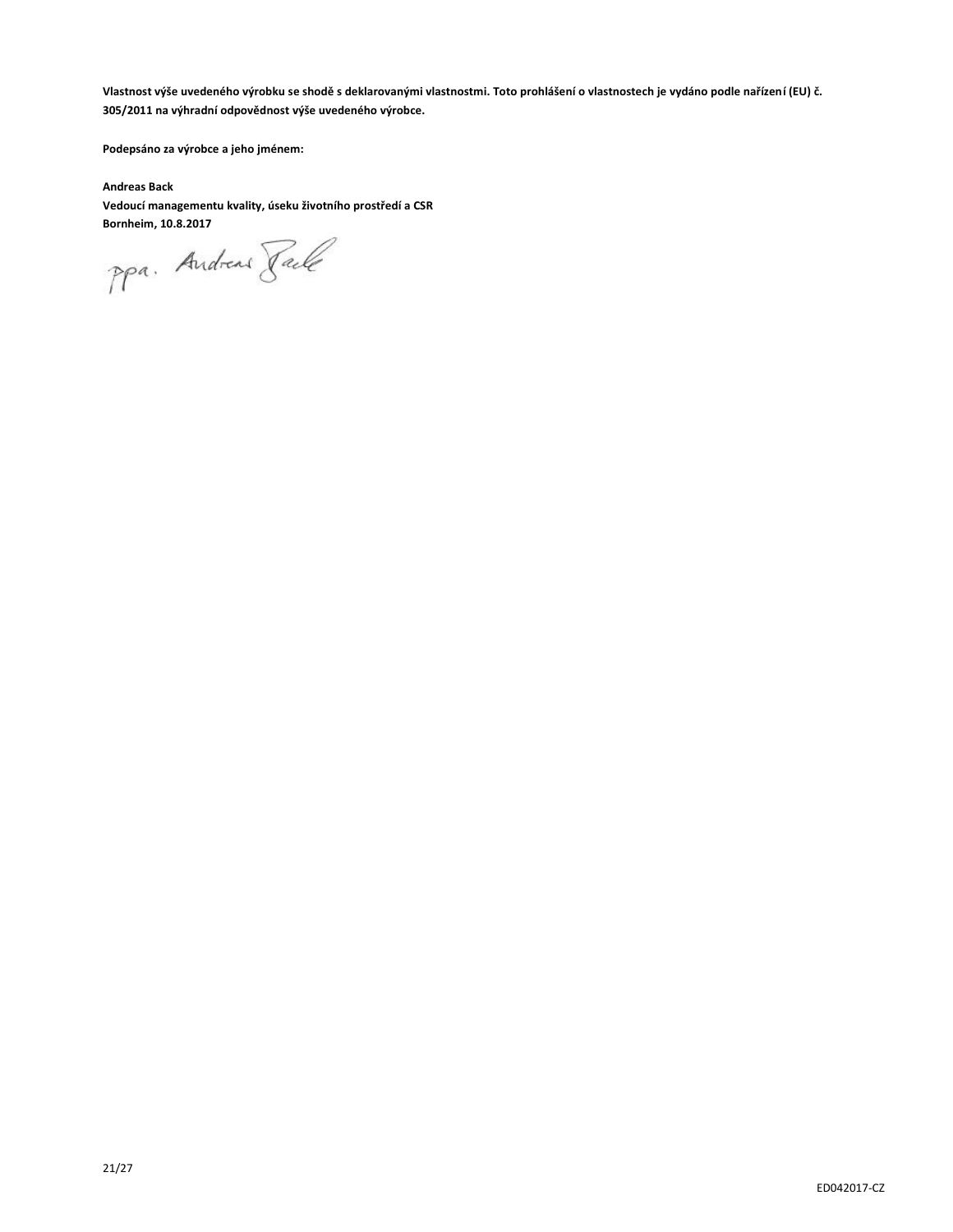**Vlastnost výše uvedeného výrobku se shodě s deklarovanými vlastnostmi. Toto prohlášení o vlastnostech je vydáno podle nařízení (EU) č. 305/2011 na výhradní odpovědnost výše uvedeného výrobce.**

**Podepsáno za výrobce a jeho jménem:**

**Andreas Back**
**Vedoucí managementu kvality, úseku životního prostředí a CSR**
**Bornheim, 10.8.2017**

ppa. Andreas Back

ED042017-CZ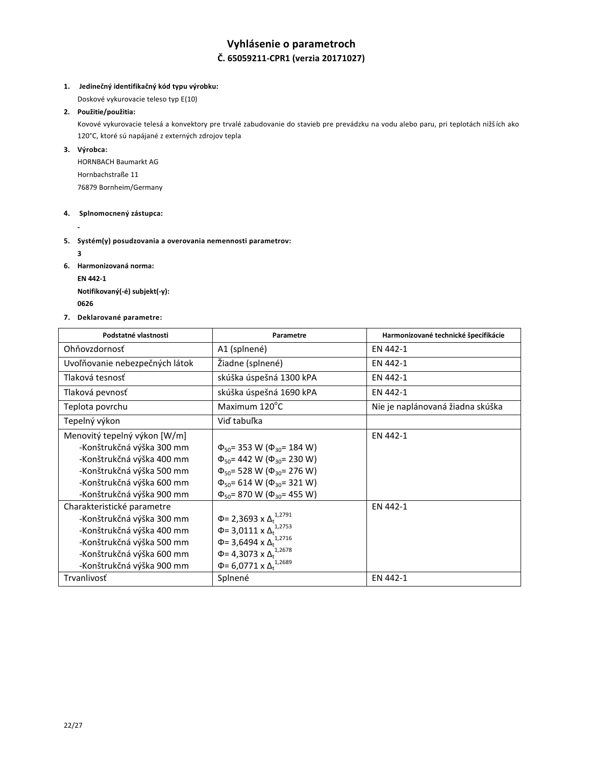# Vyhlásenie o parametroch

## Č. 65059211-CPR1 (verzia 20171027)

1. **Jedinečný identifikačný kód typu výrobku:**

   Doskové vykurovacie teleso typ E(10)

2. **Použitie/použitia:**

   Kovové vykurovacie telesá a konvektory pre trvalé zabudovanie do stavieb pre prevádzku na vodu alebo paru, pri teplotách nižších ako 120°C, ktoré sú napájané z externých zdrojov tepla

3. **Výrobca:**

   HORNBACH Baumarkt AG

   Hornbachstraße 11

   76879 Bornheim/Germany

4. **Splnomocnený zástupca:**

   -

5. **Systém(y) posudzovania a overovania nemennosti parametrov:**

   **3**

6. **Harmonizovaná norma:**

   **EN 442-1**

   **Notifikovaný(-é) subjekt(-y):**

   **0626**

7. **Deklarované parametre:**

| Podstatné vlastnosti | Parametre | Harmonizované technické špecifikácie |
|---|---|---|
| Ohňovzdornosť | A1 (splnené) | EN 442-1 |
| Uvoľňovanie nebezpečných látok | Žiadne (splnené) | EN 442-1 |
| Tlaková tesnosť | skúška úspešná 1300 kPA | EN 442-1 |
| Tlaková pevnosť | skúška úspešná 1690 kPA | EN 442-1 |
| Teplota povrchu | Maximum 120°C | Nie je naplánovaná žiadna skúška |
| Tepelný výkon | Viď tabuľka | |
| Menovitý tepelný výkon [W/m]<br>-Konštrukčná výška 300 mm<br>-Konštrukčná výška 400 mm<br>-Konštrukčná výška 500 mm<br>-Konštrukčná výška 600 mm<br>-Konštrukčná výška 900 mm | <br>$\Phi_{50}$= 353 W ($\Phi_{30}$= 184 W)<br>$\Phi_{50}$= 442 W ($\Phi_{30}$= 230 W)<br>$\Phi_{50}$= 528 W ($\Phi_{30}$= 276 W)<br>$\Phi_{50}$= 614 W ($\Phi_{30}$= 321 W)<br>$\Phi_{50}$= 870 W ($\Phi_{30}$= 455 W) | EN 442-1 |
| Charakteristické parametre<br>-Konštrukčná výška 300 mm<br>-Konštrukčná výška 400 mm<br>-Konštrukčná výška 500 mm<br>-Konštrukčná výška 600 mm<br>-Konštrukčná výška 900 mm | <br>$\Phi$= 2,3693 x $\Delta_t^{1,2791}$<br>$\Phi$= 3,0111 x $\Delta_t^{1,2753}$<br>$\Phi$= 3,6494 x $\Delta_t^{1,2716}$<br>$\Phi$= 4,3073 x $\Delta_t^{1,2678}$<br>$\Phi$= 6,0771 x $\Delta_t^{1,2689}$ | EN 442-1 |
| Trvanlivosť | Splnené | EN 442-1 |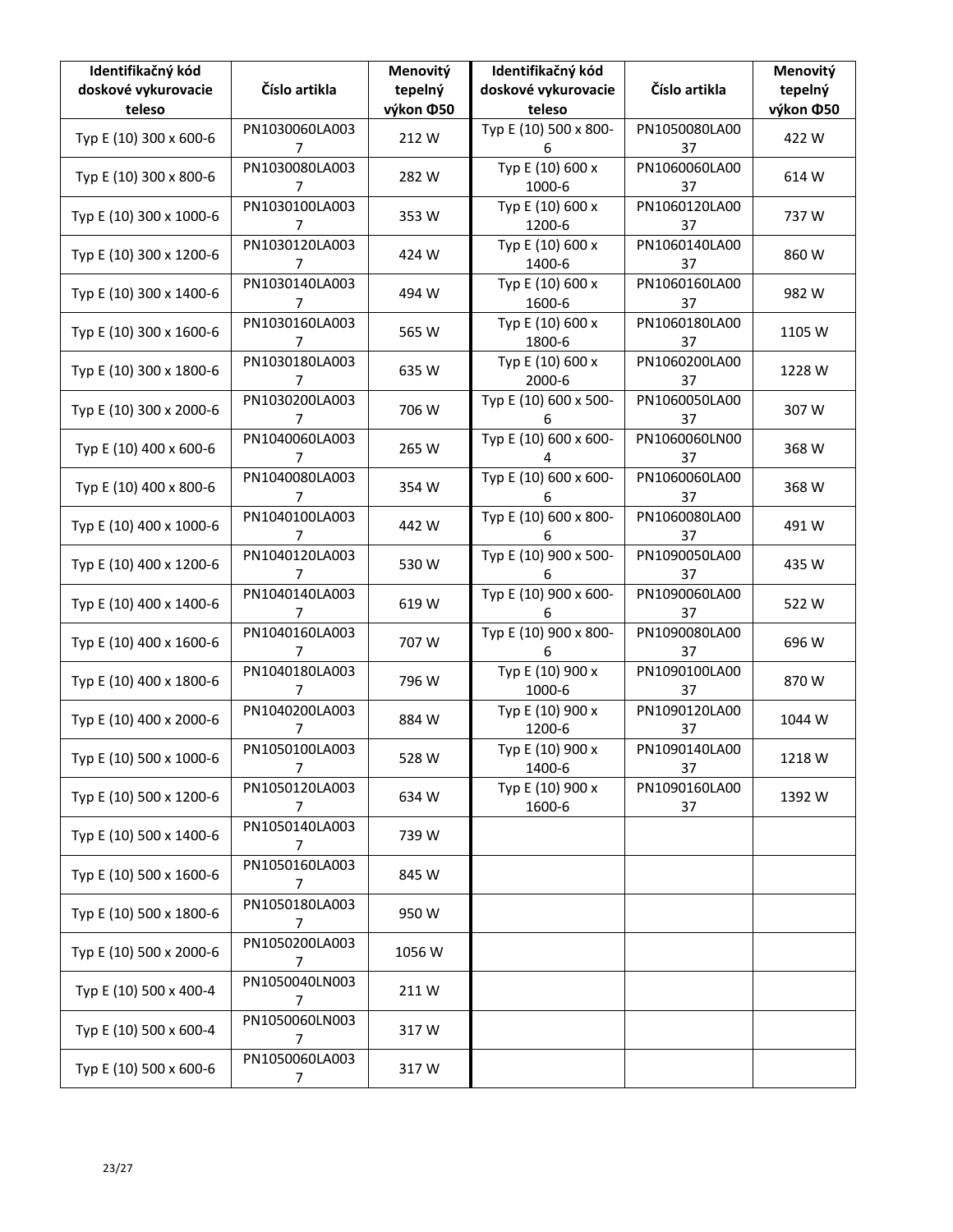| Identifikačný kód doskové vykurovacie teleso | Číslo artikla | Menovitý tepelný výkon Φ50 | Identifikačný kód doskové vykurovacie teleso | Číslo artikla | Menovitý tepelný výkon Φ50 |
|---|---|---|---|---|---|
| Typ E (10) 300 x 600-6 | PN1030060LA0037 | 212 W | Typ E (10) 500 x 800-6 | PN1050080LA0037 | 422 W |
| Typ E (10) 300 x 800-6 | PN1030080LA0037 | 282 W | Typ E (10) 600 x 1000-6 | PN1060060LA0037 | 614 W |
| Typ E (10) 300 x 1000-6 | PN1030100LA0037 | 353 W | Typ E (10) 600 x 1200-6 | PN1060120LA0037 | 737 W |
| Typ E (10) 300 x 1200-6 | PN1030120LA0037 | 424 W | Typ E (10) 600 x 1400-6 | PN1060140LA0037 | 860 W |
| Typ E (10) 300 x 1400-6 | PN1030140LA0037 | 494 W | Typ E (10) 600 x 1600-6 | PN1060160LA0037 | 982 W |
| Typ E (10) 300 x 1600-6 | PN1030160LA0037 | 565 W | Typ E (10) 600 x 1800-6 | PN1060180LA0037 | 1105 W |
| Typ E (10) 300 x 1800-6 | PN1030180LA0037 | 635 W | Typ E (10) 600 x 2000-6 | PN1060200LA0037 | 1228 W |
| Typ E (10) 300 x 2000-6 | PN1030200LA0037 | 706 W | Typ E (10) 600 x 500-6 | PN1060050LA0037 | 307 W |
| Typ E (10) 400 x 600-6 | PN1040060LA0037 | 265 W | Typ E (10) 600 x 600-4 | PN1060060LN0037 | 368 W |
| Typ E (10) 400 x 800-6 | PN1040080LA0037 | 354 W | Typ E (10) 600 x 600-6 | PN1060060LA0037 | 368 W |
| Typ E (10) 400 x 1000-6 | PN1040100LA0037 | 442 W | Typ E (10) 600 x 800-6 | PN1060080LA0037 | 491 W |
| Typ E (10) 400 x 1200-6 | PN1040120LA0037 | 530 W | Typ E (10) 900 x 500-6 | PN1090050LA0037 | 435 W |
| Typ E (10) 400 x 1400-6 | PN1040140LA0037 | 619 W | Typ E (10) 900 x 600-6 | PN1090060LA0037 | 522 W |
| Typ E (10) 400 x 1600-6 | PN1040160LA0037 | 707 W | Typ E (10) 900 x 800-6 | PN1090080LA0037 | 696 W |
| Typ E (10) 400 x 1800-6 | PN1040180LA0037 | 796 W | Typ E (10) 900 x 1000-6 | PN1090100LA0037 | 870 W |
| Typ E (10) 400 x 2000-6 | PN1040200LA0037 | 884 W | Typ E (10) 900 x 1200-6 | PN1090120LA0037 | 1044 W |
| Typ E (10) 500 x 1000-6 | PN1050100LA0037 | 528 W | Typ E (10) 900 x 1400-6 | PN1090140LA0037 | 1218 W |
| Typ E (10) 500 x 1200-6 | PN1050120LA0037 | 634 W | Typ E (10) 900 x 1600-6 | PN1090160LA0037 | 1392 W |
| Typ E (10) 500 x 1400-6 | PN1050140LA0037 | 739 W | | | |
| Typ E (10) 500 x 1600-6 | PN1050160LA0037 | 845 W | | | |
| Typ E (10) 500 x 1800-6 | PN1050180LA0037 | 950 W | | | |
| Typ E (10) 500 x 2000-6 | PN1050200LA0037 | 1056 W | | | |
| Typ E (10) 500 x 400-4 | PN1050040LN0037 | 211 W | | | |
| Typ E (10) 500 x 600-4 | PN1050060LN0037 | 317 W | | | |
| Typ E (10) 500 x 600-6 | PN1050060LA0037 | 317 W | | | |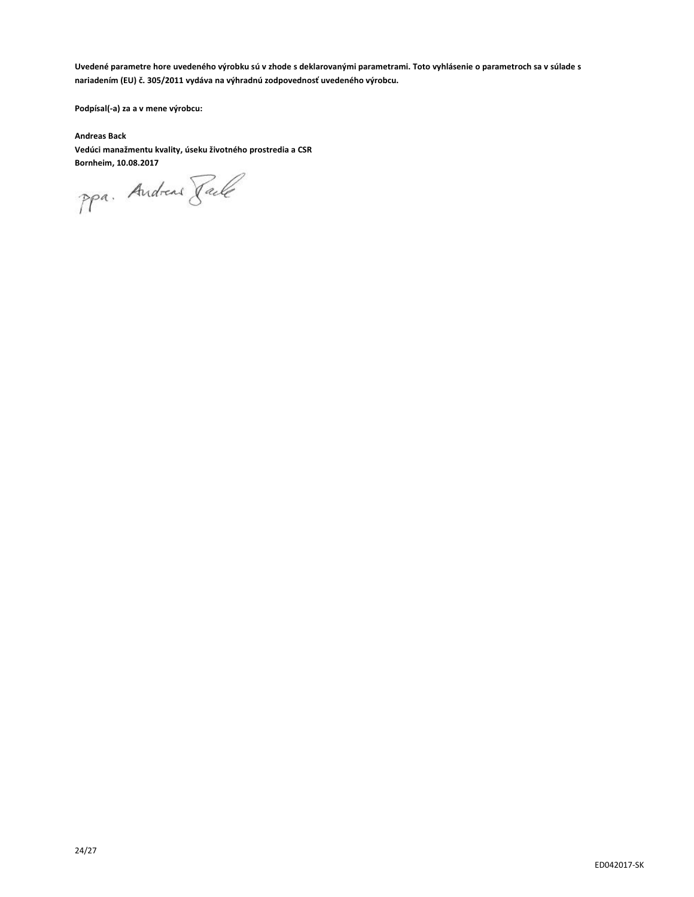**Uvedené parametre hore uvedeného výrobku sú v zhode s deklarovanými parametrami. Toto vyhlásenie o parametroch sa v súlade s nariadením (EU) č. 305/2011 vydáva na výhradnú zodpovednosť uvedeného výrobcu.**

**Podpísal(-a) za a v mene výrobcu:**

**Andreas Back**
**Vedúci manažmentu kvality, úseku životného prostredia a CSR**
**Bornheim, 10.08.2017**

ppa. Andreas Back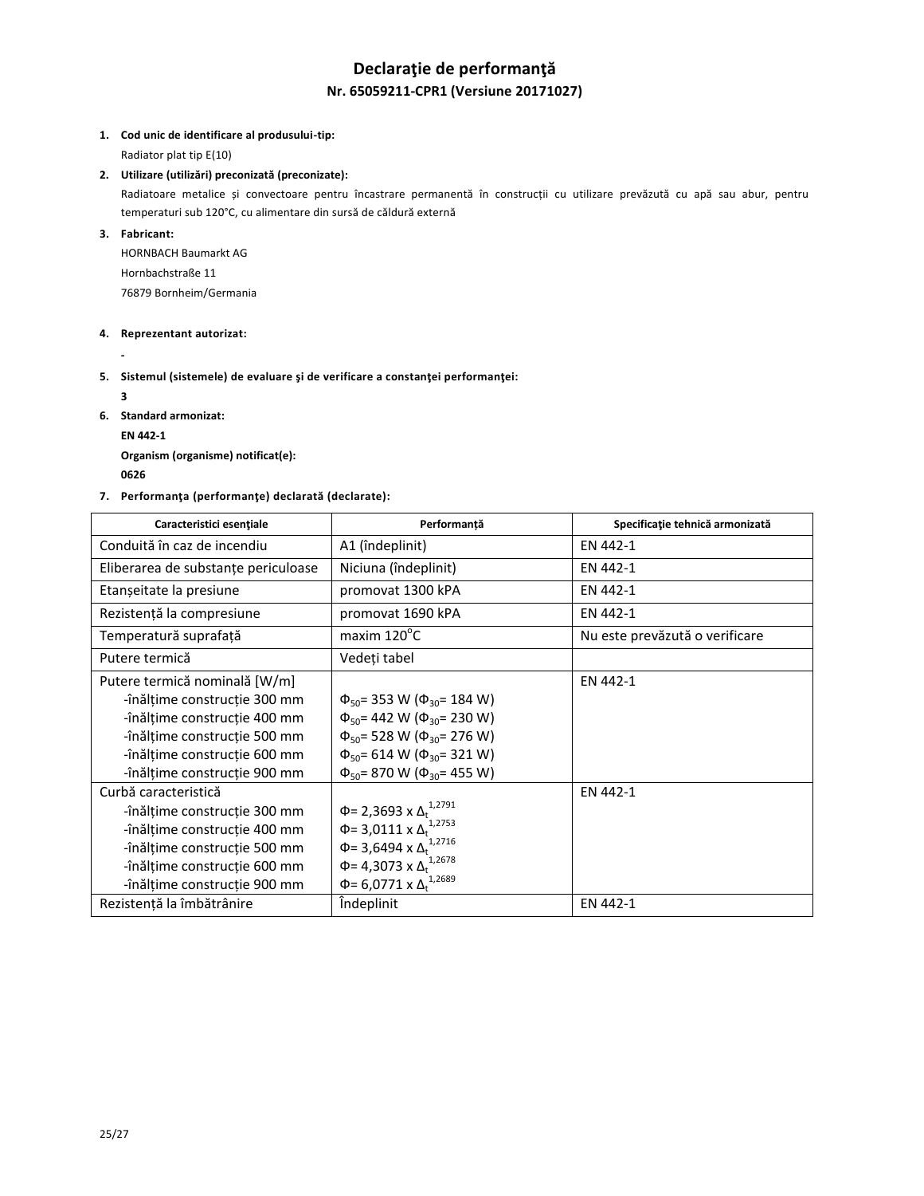# Declaraţie de performanţă

## Nr. 65059211-CPR1 (Versiune 20171027)

1. **Cod unic de identificare al produsului-tip:**

   Radiator plat tip E(10)

2. **Utilizare (utilizări) preconizată (preconizate):**

   Radiatoare metalice și convectoare pentru încastrare permanentă în construcții cu utilizare prevăzută cu apă sau abur, pentru temperaturi sub 120°C, cu alimentare din sursă de căldură externă

3. **Fabricant:**

   HORNBACH Baumarkt AG

   Hornbachstraße 11

   76879 Bornheim/Germania

4. **Reprezentant autorizat:**

   -

5. **Sistemul (sistemele) de evaluare şi de verificare a constanţei performanţei:**

   **3**

6. **Standard armonizat:**

   **EN 442-1**

   **Organism (organisme) notificat(e):**

   **0626**

7. **Performanţa (performanţe) declarată (declarate):**

| Caracteristici esenţiale | Performanță | Specificaţie tehnică armonizată |
|---|---|---|
| Conduită în caz de incendiu | A1 (îndeplinit) | EN 442-1 |
| Eliberarea de substanțe periculoase | Niciuna (îndeplinit) | EN 442-1 |
| Etanșeitate la presiune | promovat 1300 kPA | EN 442-1 |
| Rezistență la compresiune | promovat 1690 kPA | EN 442-1 |
| Temperatură suprafață | maxim 120°C | Nu este prevăzută o verificare |
| Putere termică | Vedeți tabel | |
| Putere termică nominală [W/m]<br>-înălțime construcție 300 mm<br>-înălțime construcție 400 mm<br>-înălțime construcție 500 mm<br>-înălțime construcție 600 mm<br>-înălțime construcție 900 mm | <br>$\Phi_{50}$= 353 W ($\Phi_{30}$= 184 W)<br>$\Phi_{50}$= 442 W ($\Phi_{30}$= 230 W)<br>$\Phi_{50}$= 528 W ($\Phi_{30}$= 276 W)<br>$\Phi_{50}$= 614 W ($\Phi_{30}$= 321 W)<br>$\Phi_{50}$= 870 W ($\Phi_{30}$= 455 W) | EN 442-1 |
| Curbă caracteristică<br>-înălțime construcție 300 mm<br>-înălțime construcție 400 mm<br>-înălțime construcție 500 mm<br>-înălțime construcție 600 mm<br>-înălțime construcție 900 mm | <br>$\Phi$= 2,3693 x $\Delta_t^{1,2791}$<br>$\Phi$= 3,0111 x $\Delta_t^{1,2753}$<br>$\Phi$= 3,6494 x $\Delta_t^{1,2716}$<br>$\Phi$= 4,3073 x $\Delta_t^{1,2678}$<br>$\Phi$= 6,0771 x $\Delta_t^{1,2689}$ | EN 442-1 |
| Rezistență la îmbătrânire | Îndeplinit | EN 442-1 |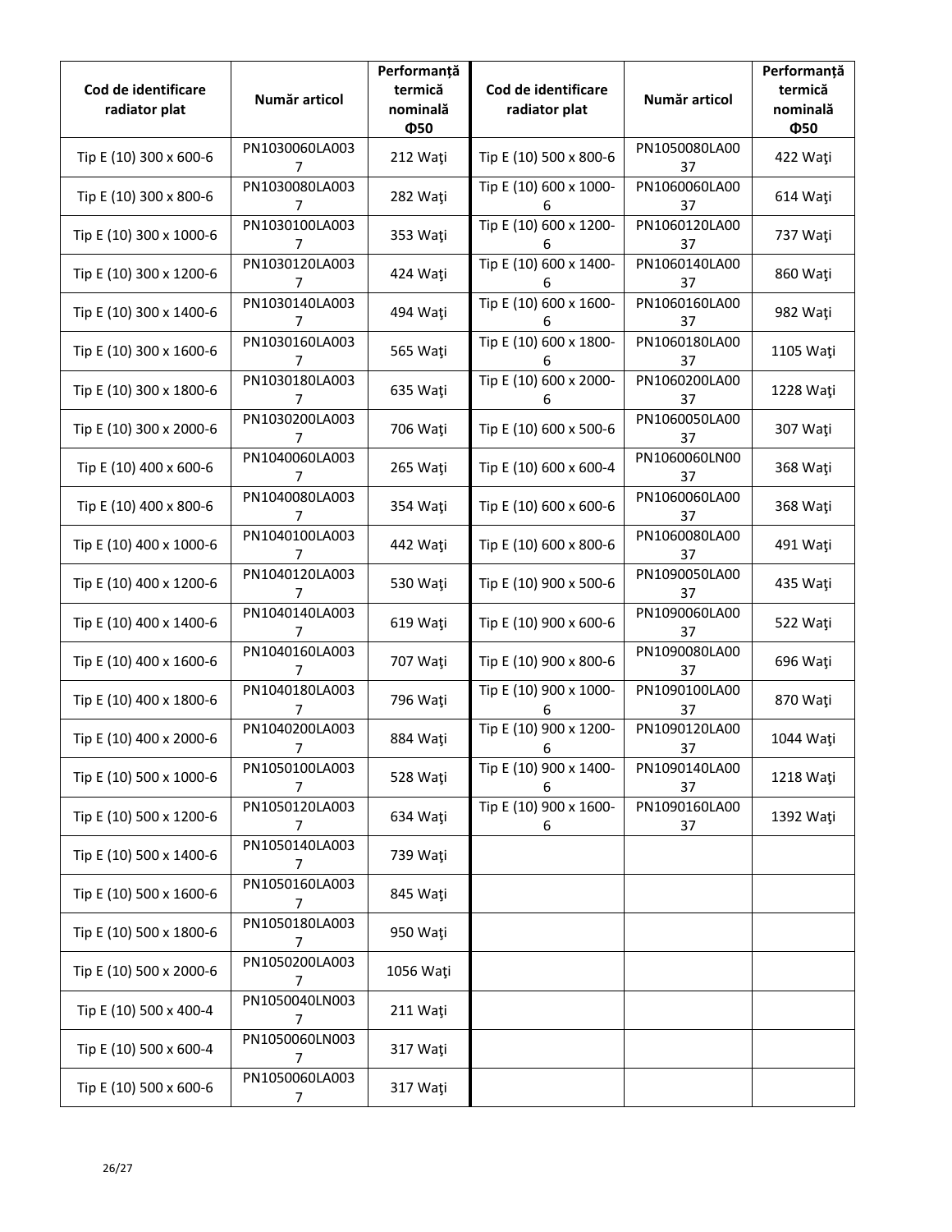| Cod de identificare radiator plat | Număr articol | Performanță termică nominală Φ50 | Cod de identificare radiator plat | Număr articol | Performanță termică nominală Φ50 |
|---|---|---|---|---|---|
| Tip E (10) 300 x 600-6 | PN1030060LA0037 | 212 Waţi | Tip E (10) 500 x 800-6 | PN1050080LA0037 | 422 Waţi |
| Tip E (10) 300 x 800-6 | PN1030080LA0037 | 282 Waţi | Tip E (10) 600 x 1000-6 | PN1060060LA0037 | 614 Waţi |
| Tip E (10) 300 x 1000-6 | PN1030100LA0037 | 353 Waţi | Tip E (10) 600 x 1200-6 | PN1060120LA0037 | 737 Waţi |
| Tip E (10) 300 x 1200-6 | PN1030120LA0037 | 424 Waţi | Tip E (10) 600 x 1400-6 | PN1060140LA0037 | 860 Waţi |
| Tip E (10) 300 x 1400-6 | PN1030140LA0037 | 494 Waţi | Tip E (10) 600 x 1600-6 | PN1060160LA0037 | 982 Waţi |
| Tip E (10) 300 x 1600-6 | PN1030160LA0037 | 565 Waţi | Tip E (10) 600 x 1800-6 | PN1060180LA0037 | 1105 Waţi |
| Tip E (10) 300 x 1800-6 | PN1030180LA0037 | 635 Waţi | Tip E (10) 600 x 2000-6 | PN1060200LA0037 | 1228 Waţi |
| Tip E (10) 300 x 2000-6 | PN1030200LA0037 | 706 Waţi | Tip E (10) 600 x 500-6 | PN1060050LA0037 | 307 Waţi |
| Tip E (10) 400 x 600-6 | PN1040060LA0037 | 265 Waţi | Tip E (10) 600 x 600-4 | PN1060060LN0037 | 368 Waţi |
| Tip E (10) 400 x 800-6 | PN1040080LA0037 | 354 Waţi | Tip E (10) 600 x 600-6 | PN1060060LA0037 | 368 Waţi |
| Tip E (10) 400 x 1000-6 | PN1040100LA0037 | 442 Waţi | Tip E (10) 600 x 800-6 | PN1060080LA0037 | 491 Waţi |
| Tip E (10) 400 x 1200-6 | PN1040120LA0037 | 530 Waţi | Tip E (10) 900 x 500-6 | PN1090050LA0037 | 435 Waţi |
| Tip E (10) 400 x 1400-6 | PN1040140LA0037 | 619 Waţi | Tip E (10) 900 x 600-6 | PN1090060LA0037 | 522 Waţi |
| Tip E (10) 400 x 1600-6 | PN1040160LA0037 | 707 Waţi | Tip E (10) 900 x 800-6 | PN1090080LA0037 | 696 Waţi |
| Tip E (10) 400 x 1800-6 | PN1040180LA0037 | 796 Waţi | Tip E (10) 900 x 1000-6 | PN1090100LA0037 | 870 Waţi |
| Tip E (10) 400 x 2000-6 | PN1040200LA0037 | 884 Waţi | Tip E (10) 900 x 1200-6 | PN1090120LA0037 | 1044 Waţi |
| Tip E (10) 500 x 1000-6 | PN1050100LA0037 | 528 Waţi | Tip E (10) 900 x 1400-6 | PN1090140LA0037 | 1218 Waţi |
| Tip E (10) 500 x 1200-6 | PN1050120LA0037 | 634 Waţi | Tip E (10) 900 x 1600-6 | PN1090160LA0037 | 1392 Waţi |
| Tip E (10) 500 x 1400-6 | PN1050140LA0037 | 739 Waţi | | | |
| Tip E (10) 500 x 1600-6 | PN1050160LA0037 | 845 Waţi | | | |
| Tip E (10) 500 x 1800-6 | PN1050180LA0037 | 950 Waţi | | | |
| Tip E (10) 500 x 2000-6 | PN1050200LA0037 | 1056 Waţi | | | |
| Tip E (10) 500 x 400-4 | PN1050040LN0037 | 211 Waţi | | | |
| Tip E (10) 500 x 600-4 | PN1050060LN0037 | 317 Waţi | | | |
| Tip E (10) 500 x 600-6 | PN1050060LA0037 | 317 Waţi | | | |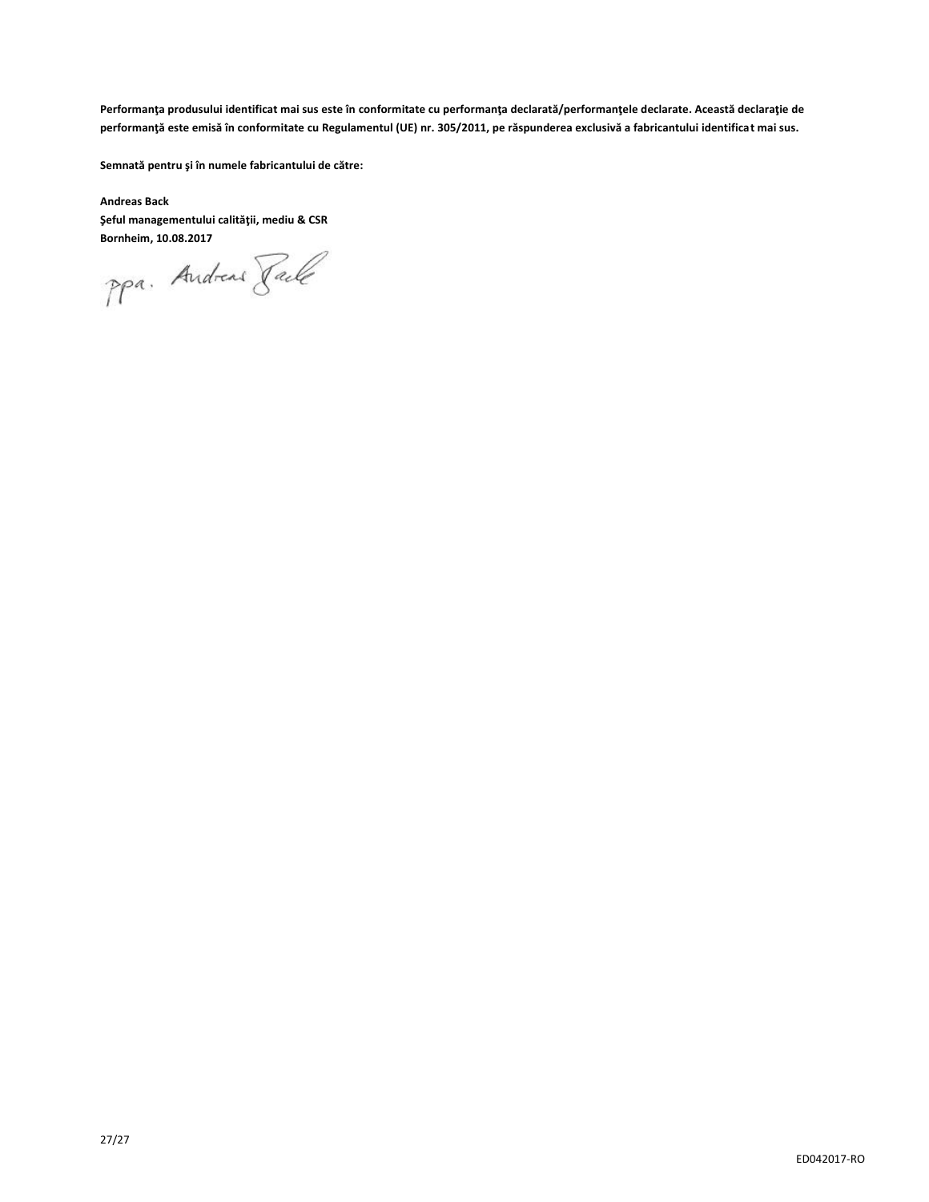**Performanţa produsului identificat mai sus este în conformitate cu performanţa declarată/performanţele declarate. Această declaraţie de performanţă este emisă în conformitate cu Regulamentul (UE) nr. 305/2011, pe răspunderea exclusivă a fabricantului identificat mai sus.**

**Semnată pentru şi în numele fabricantului de către:**

**Andreas Back**
**Şeful managementului calităţii, mediu & CSR**
**Bornheim, 10.08.2017**

ppa. Andreas Back

ED042017-RO